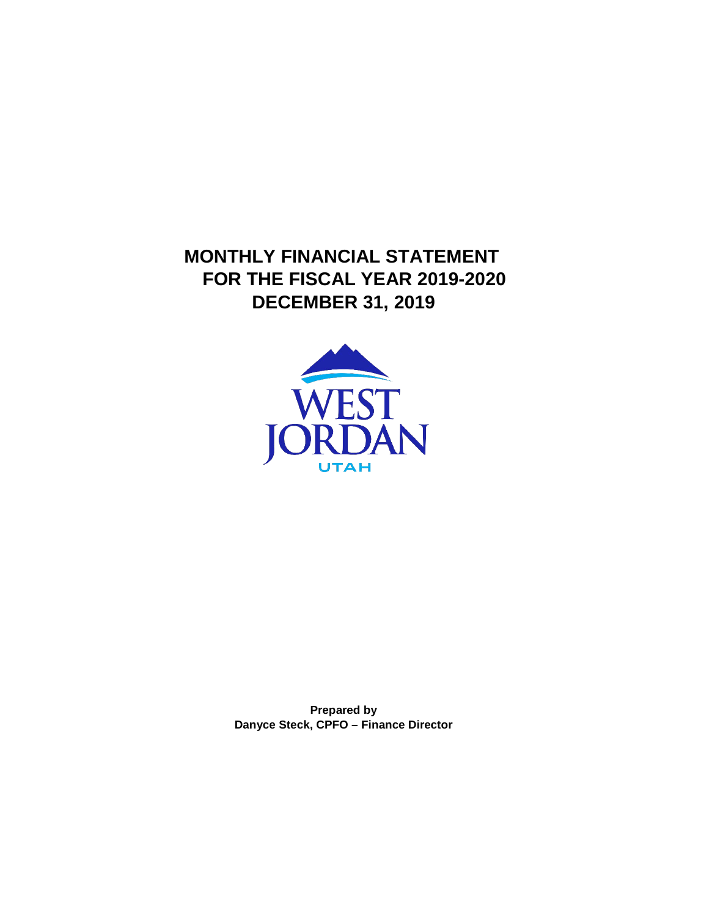# MONTHLY FINANCIAL STATEMENT
# FOR THE FISCAL YEAR 2019-2020
# DECEMBER 31, 2019

WEST JORDAN UTAH

**Prepared by**
**Danyce Steck, CPFO – Finance Director**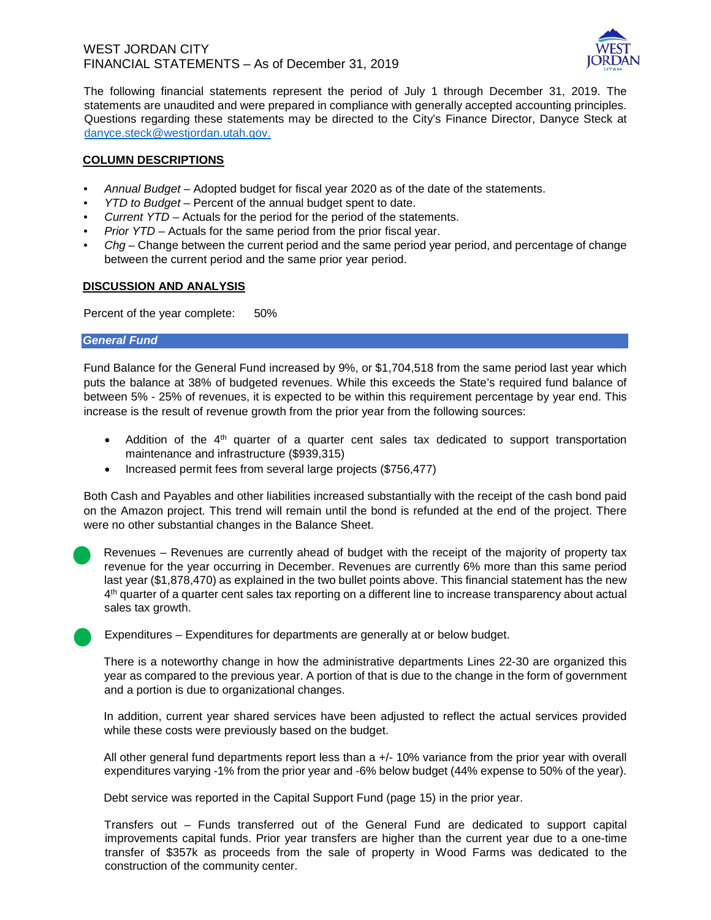WEST JORDAN CITY
FINANCIAL STATEMENTS – As of December 31, 2019

The following financial statements represent the period of July 1 through December 31, 2019. The statements are unaudited and were prepared in compliance with generally accepted accounting principles. Questions regarding these statements may be directed to the City's Finance Director, Danyce Steck at danyce.steck@westjordan.utah.gov.

## COLUMN DESCRIPTIONS

- *Annual Budget* – Adopted budget for fiscal year 2020 as of the date of the statements.
- *YTD to Budget* – Percent of the annual budget spent to date.
- *Current YTD* – Actuals for the period for the period of the statements.
- *Prior YTD* – Actuals for the same period from the prior fiscal year.
- *Chg* – Change between the current period and the same period year period, and percentage of change between the current period and the same prior year period.

## DISCUSSION AND ANALYSIS

Percent of the year complete: 50%

### *General Fund*

Fund Balance for the General Fund increased by 9%, or $1,704,518 from the same period last year which puts the balance at 38% of budgeted revenues. While this exceeds the State's required fund balance of between 5% - 25% of revenues, it is expected to be within this requirement percentage by year end. This increase is the result of revenue growth from the prior year from the following sources:

- Addition of the 4th quarter of a quarter cent sales tax dedicated to support transportation maintenance and infrastructure ($939,315)
- Increased permit fees from several large projects ($756,477)

Both Cash and Payables and other liabilities increased substantially with the receipt of the cash bond paid on the Amazon project. This trend will remain until the bond is refunded at the end of the project. There were no other substantial changes in the Balance Sheet.

Revenues – Revenues are currently ahead of budget with the receipt of the majority of property tax revenue for the year occurring in December. Revenues are currently 6% more than this same period last year ($1,878,470) as explained in the two bullet points above. This financial statement has the new 4th quarter of a quarter cent sales tax reporting on a different line to increase transparency about actual sales tax growth.

Expenditures – Expenditures for departments are generally at or below budget.

There is a noteworthy change in how the administrative departments Lines 22-30 are organized this year as compared to the previous year. A portion of that is due to the change in the form of government and a portion is due to organizational changes.

In addition, current year shared services have been adjusted to reflect the actual services provided while these costs were previously based on the budget.

All other general fund departments report less than a +/- 10% variance from the prior year with overall expenditures varying -1% from the prior year and -6% below budget (44% expense to 50% of the year).

Debt service was reported in the Capital Support Fund (page 15) in the prior year.

Transfers out – Funds transferred out of the General Fund are dedicated to support capital improvements capital funds. Prior year transfers are higher than the current year due to a one-time transfer of $357k as proceeds from the sale of property in Wood Farms was dedicated to the construction of the community center.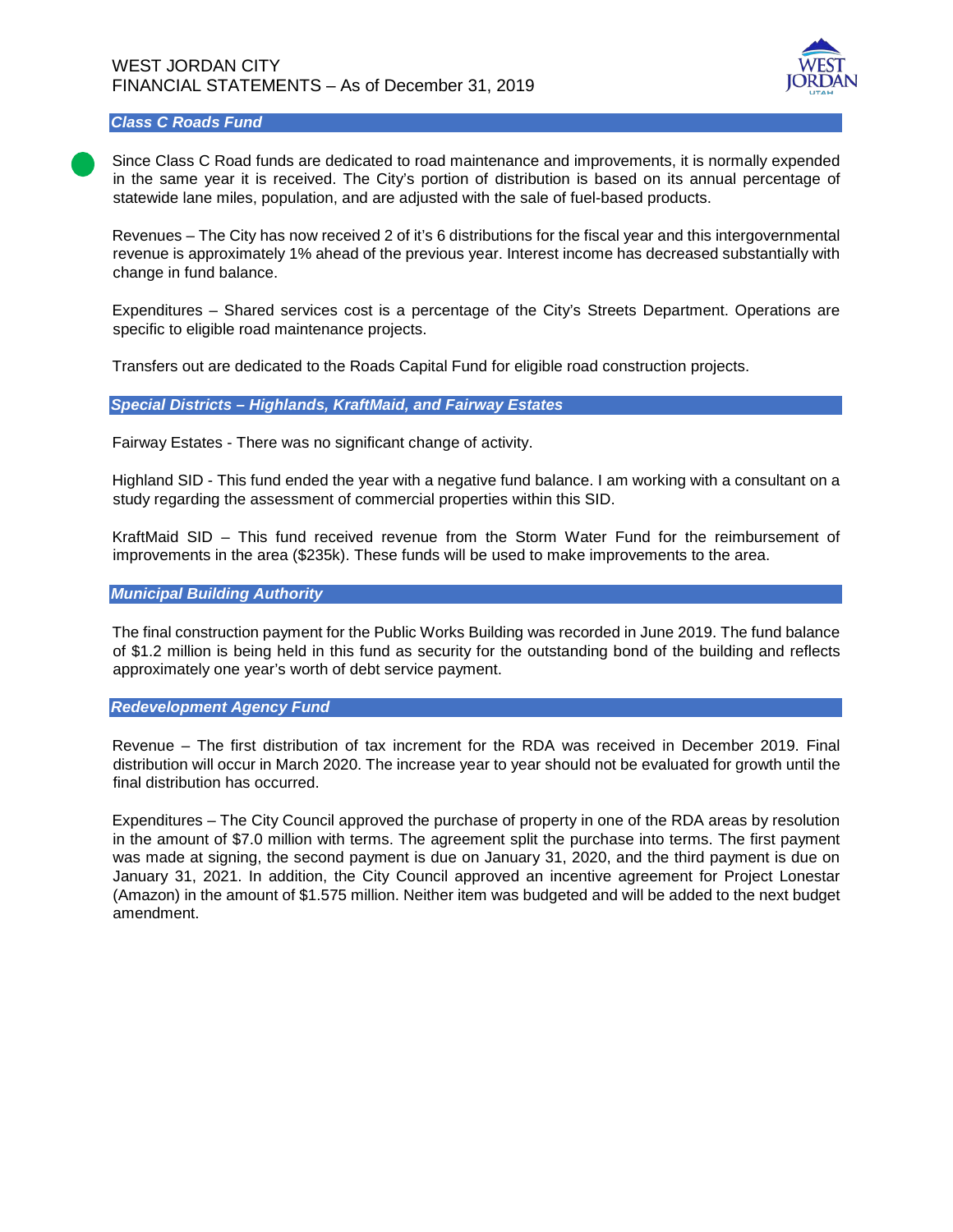## *Class C Roads Fund*

Since Class C Road funds are dedicated to road maintenance and improvements, it is normally expended in the same year it is received. The City's portion of distribution is based on its annual percentage of statewide lane miles, population, and are adjusted with the sale of fuel-based products.

Revenues – The City has now received 2 of it's 6 distributions for the fiscal year and this intergovernmental revenue is approximately 1% ahead of the previous year. Interest income has decreased substantially with change in fund balance.

Expenditures – Shared services cost is a percentage of the City's Streets Department. Operations are specific to eligible road maintenance projects.

Transfers out are dedicated to the Roads Capital Fund for eligible road construction projects.

## *Special Districts – Highlands, KraftMaid, and Fairway Estates*

Fairway Estates - There was no significant change of activity.

Highland SID - This fund ended the year with a negative fund balance. I am working with a consultant on a study regarding the assessment of commercial properties within this SID.

KraftMaid SID – This fund received revenue from the Storm Water Fund for the reimbursement of improvements in the area ($235k). These funds will be used to make improvements to the area.

## *Municipal Building Authority*

The final construction payment for the Public Works Building was recorded in June 2019. The fund balance of $1.2 million is being held in this fund as security for the outstanding bond of the building and reflects approximately one year's worth of debt service payment.

## *Redevelopment Agency Fund*

Revenue – The first distribution of tax increment for the RDA was received in December 2019. Final distribution will occur in March 2020. The increase year to year should not be evaluated for growth until the final distribution has occurred.

Expenditures – The City Council approved the purchase of property in one of the RDA areas by resolution in the amount of $7.0 million with terms. The agreement split the purchase into terms. The first payment was made at signing, the second payment is due on January 31, 2020, and the third payment is due on January 31, 2021. In addition, the City Council approved an incentive agreement for Project Lonestar (Amazon) in the amount of $1.575 million. Neither item was budgeted and will be added to the next budget amendment.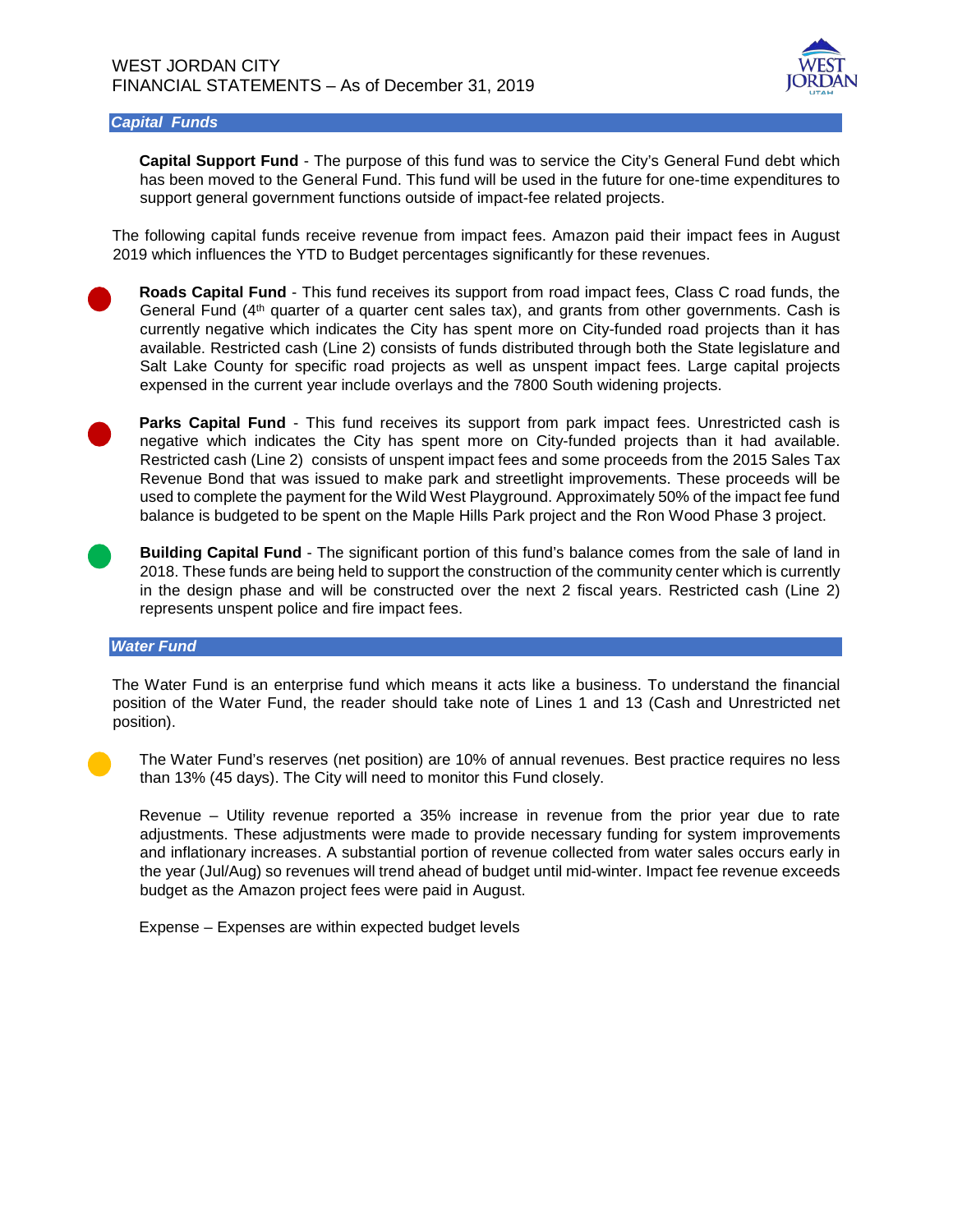## *Capital Funds*

**Capital Support Fund** - The purpose of this fund was to service the City's General Fund debt which has been moved to the General Fund. This fund will be used in the future for one-time expenditures to support general government functions outside of impact-fee related projects.

The following capital funds receive revenue from impact fees. Amazon paid their impact fees in August 2019 which influences the YTD to Budget percentages significantly for these revenues.

**Roads Capital Fund** - This fund receives its support from road impact fees, Class C road funds, the General Fund (4th quarter of a quarter cent sales tax), and grants from other governments. Cash is currently negative which indicates the City has spent more on City-funded road projects than it has available. Restricted cash (Line 2) consists of funds distributed through both the State legislature and Salt Lake County for specific road projects as well as unspent impact fees. Large capital projects expensed in the current year include overlays and the 7800 South widening projects.

**Parks Capital Fund** - This fund receives its support from park impact fees. Unrestricted cash is negative which indicates the City has spent more on City-funded projects than it had available. Restricted cash (Line 2) consists of unspent impact fees and some proceeds from the 2015 Sales Tax Revenue Bond that was issued to make park and streetlight improvements. These proceeds will be used to complete the payment for the Wild West Playground. Approximately 50% of the impact fee fund balance is budgeted to be spent on the Maple Hills Park project and the Ron Wood Phase 3 project.

**Building Capital Fund** - The significant portion of this fund's balance comes from the sale of land in 2018. These funds are being held to support the construction of the community center which is currently in the design phase and will be constructed over the next 2 fiscal years. Restricted cash (Line 2) represents unspent police and fire impact fees.

## *Water Fund*

The Water Fund is an enterprise fund which means it acts like a business. To understand the financial position of the Water Fund, the reader should take note of Lines 1 and 13 (Cash and Unrestricted net position).

The Water Fund's reserves (net position) are 10% of annual revenues. Best practice requires no less than 13% (45 days). The City will need to monitor this Fund closely.

Revenue – Utility revenue reported a 35% increase in revenue from the prior year due to rate adjustments. These adjustments were made to provide necessary funding for system improvements and inflationary increases. A substantial portion of revenue collected from water sales occurs early in the year (Jul/Aug) so revenues will trend ahead of budget until mid-winter. Impact fee revenue exceeds budget as the Amazon project fees were paid in August.

Expense – Expenses are within expected budget levels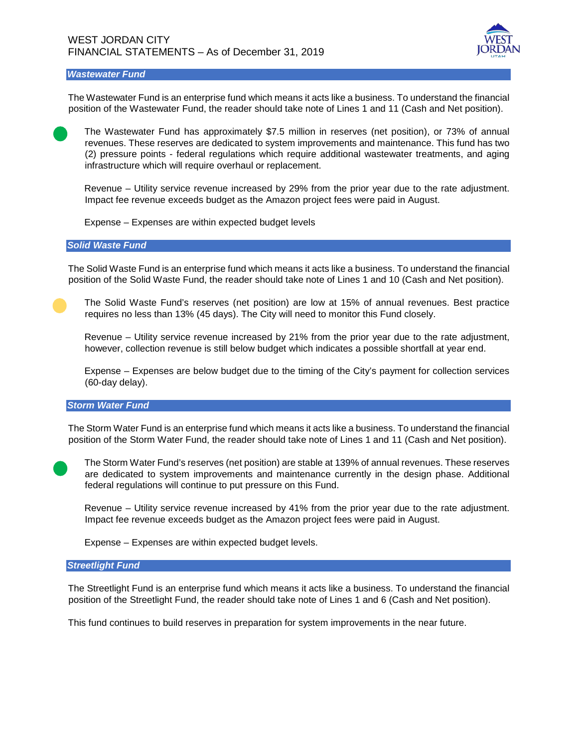## *Wastewater Fund*

The Wastewater Fund is an enterprise fund which means it acts like a business. To understand the financial position of the Wastewater Fund, the reader should take note of Lines 1 and 11 (Cash and Net position).

The Wastewater Fund has approximately $7.5 million in reserves (net position), or 73% of annual revenues. These reserves are dedicated to system improvements and maintenance. This fund has two (2) pressure points - federal regulations which require additional wastewater treatments, and aging infrastructure which will require overhaul or replacement.

Revenue – Utility service revenue increased by 29% from the prior year due to the rate adjustment. Impact fee revenue exceeds budget as the Amazon project fees were paid in August.

Expense – Expenses are within expected budget levels

## *Solid Waste Fund*

The Solid Waste Fund is an enterprise fund which means it acts like a business. To understand the financial position of the Solid Waste Fund, the reader should take note of Lines 1 and 10 (Cash and Net position).

The Solid Waste Fund's reserves (net position) are low at 15% of annual revenues. Best practice requires no less than 13% (45 days). The City will need to monitor this Fund closely.

Revenue – Utility service revenue increased by 21% from the prior year due to the rate adjustment, however, collection revenue is still below budget which indicates a possible shortfall at year end.

Expense – Expenses are below budget due to the timing of the City's payment for collection services (60-day delay).

## *Storm Water Fund*

The Storm Water Fund is an enterprise fund which means it acts like a business. To understand the financial position of the Storm Water Fund, the reader should take note of Lines 1 and 11 (Cash and Net position).

The Storm Water Fund's reserves (net position) are stable at 139% of annual revenues. These reserves are dedicated to system improvements and maintenance currently in the design phase. Additional federal regulations will continue to put pressure on this Fund.

Revenue – Utility service revenue increased by 41% from the prior year due to the rate adjustment. Impact fee revenue exceeds budget as the Amazon project fees were paid in August.

Expense – Expenses are within expected budget levels.

## *Streetlight Fund*

The Streetlight Fund is an enterprise fund which means it acts like a business. To understand the financial position of the Streetlight Fund, the reader should take note of Lines 1 and 6 (Cash and Net position).

This fund continues to build reserves in preparation for system improvements in the near future.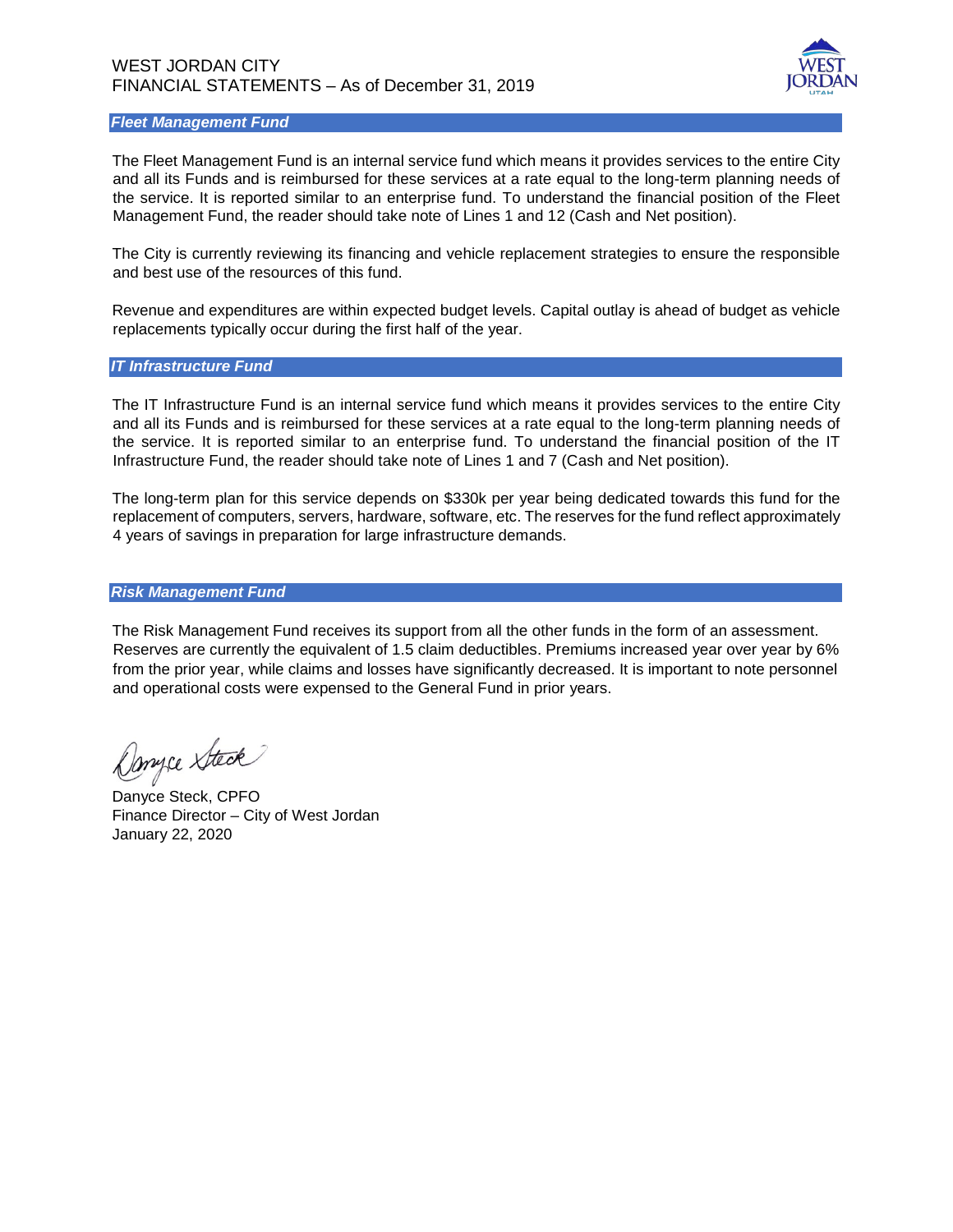### *Fleet Management Fund*

The Fleet Management Fund is an internal service fund which means it provides services to the entire City and all its Funds and is reimbursed for these services at a rate equal to the long-term planning needs of the service. It is reported similar to an enterprise fund. To understand the financial position of the Fleet Management Fund, the reader should take note of Lines 1 and 12 (Cash and Net position).

The City is currently reviewing its financing and vehicle replacement strategies to ensure the responsible and best use of the resources of this fund.

Revenue and expenditures are within expected budget levels. Capital outlay is ahead of budget as vehicle replacements typically occur during the first half of the year.

### *IT Infrastructure Fund*

The IT Infrastructure Fund is an internal service fund which means it provides services to the entire City and all its Funds and is reimbursed for these services at a rate equal to the long-term planning needs of the service. It is reported similar to an enterprise fund. To understand the financial position of the IT Infrastructure Fund, the reader should take note of Lines 1 and 7 (Cash and Net position).

The long-term plan for this service depends on $330k per year being dedicated towards this fund for the replacement of computers, servers, hardware, software, etc. The reserves for the fund reflect approximately 4 years of savings in preparation for large infrastructure demands.

### *Risk Management Fund*

The Risk Management Fund receives its support from all the other funds in the form of an assessment. Reserves are currently the equivalent of 1.5 claim deductibles. Premiums increased year over year by 6% from the prior year, while claims and losses have significantly decreased. It is important to note personnel and operational costs were expensed to the General Fund in prior years.

Danyce Steck

Danyce Steck, CPFO
Finance Director – City of West Jordan
January 22, 2020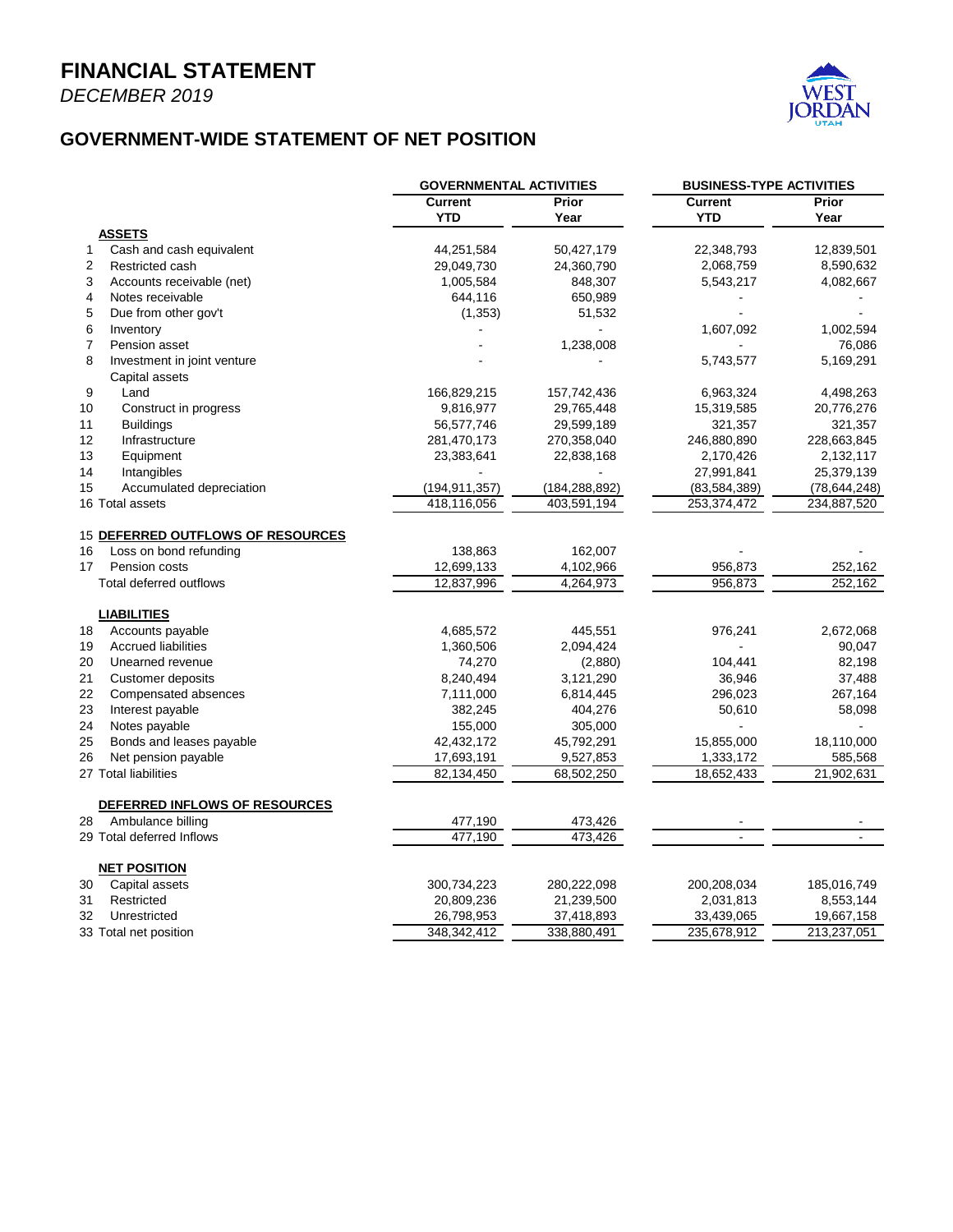# FINANCIAL STATEMENT

*DECEMBER 2019*

## GOVERNMENT-WIDE STATEMENT OF NET POSITION

| | | GOVERNMENTAL ACTIVITIES | | BUSINESS-TYPE ACTIVITIES | |
|---|---|---|---|---|---|
| | | Current YTD | Prior Year | Current YTD | Prior Year |
| | **ASSETS** | | | | |
| 1 | Cash and cash equivalent | 44,251,584 | 50,427,179 | 22,348,793 | 12,839,501 |
| 2 | Restricted cash | 29,049,730 | 24,360,790 | 2,068,759 | 8,590,632 |
| 3 | Accounts receivable (net) | 1,005,584 | 848,307 | 5,543,217 | 4,082,667 |
| 4 | Notes receivable | 644,116 | 650,989 | - | - |
| 5 | Due from other gov't | (1,353) | 51,532 | - | - |
| 6 | Inventory | - | - | 1,607,092 | 1,002,594 |
| 7 | Pension asset | - | 1,238,008 | - | 76,086 |
| 8 | Investment in joint venture | - | - | 5,743,577 | 5,169,291 |
| | Capital assets | | | | |
| 9 | Land | 166,829,215 | 157,742,436 | 6,963,324 | 4,498,263 |
| 10 | Construct in progress | 9,816,977 | 29,765,448 | 15,319,585 | 20,776,276 |
| 11 | Buildings | 56,577,746 | 29,599,189 | 321,357 | 321,357 |
| 12 | Infrastructure | 281,470,173 | 270,358,040 | 246,880,890 | 228,663,845 |
| 13 | Equipment | 23,383,641 | 22,838,168 | 2,170,426 | 2,132,117 |
| 14 | Intangibles | - | - | 27,991,841 | 25,379,139 |
| 15 | Accumulated depreciation | (194,911,357) | (184,288,892) | (83,584,389) | (78,644,248) |
| 16 | Total assets | 418,116,056 | 403,591,194 | 253,374,472 | 234,887,520 |
| 15 | **DEFERRED OUTFLOWS OF RESOURCES** | | | | |
| 16 | Loss on bond refunding | 138,863 | 162,007 | - | - |
| 17 | Pension costs | 12,699,133 | 4,102,966 | 956,873 | 252,162 |
| | Total deferred outflows | 12,837,996 | 4,264,973 | 956,873 | 252,162 |
| | **LIABILITIES** | | | | |
| 18 | Accounts payable | 4,685,572 | 445,551 | 976,241 | 2,672,068 |
| 19 | Accrued liabilities | 1,360,506 | 2,094,424 | - | 90,047 |
| 20 | Unearned revenue | 74,270 | (2,880) | 104,441 | 82,198 |
| 21 | Customer deposits | 8,240,494 | 3,121,290 | 36,946 | 37,488 |
| 22 | Compensated absences | 7,111,000 | 6,814,445 | 296,023 | 267,164 |
| 23 | Interest payable | 382,245 | 404,276 | 50,610 | 58,098 |
| 24 | Notes payable | 155,000 | 305,000 | - | - |
| 25 | Bonds and leases payable | 42,432,172 | 45,792,291 | 15,855,000 | 18,110,000 |
| 26 | Net pension payable | 17,693,191 | 9,527,853 | 1,333,172 | 585,568 |
| 27 | Total liabilities | 82,134,450 | 68,502,250 | 18,652,433 | 21,902,631 |
| | **DEFERRED INFLOWS OF RESOURCES** | | | | |
| 28 | Ambulance billing | 477,190 | 473,426 | - | - |
| 29 | Total deferred Inflows | 477,190 | 473,426 | - | - |
| | **NET POSITION** | | | | |
| 30 | Capital assets | 300,734,223 | 280,222,098 | 200,208,034 | 185,016,749 |
| 31 | Restricted | 20,809,236 | 21,239,500 | 2,031,813 | 8,553,144 |
| 32 | Unrestricted | 26,798,953 | 37,418,893 | 33,439,065 | 19,667,158 |
| 33 | Total net position | 348,342,412 | 338,880,491 | 235,678,912 | 213,237,051 |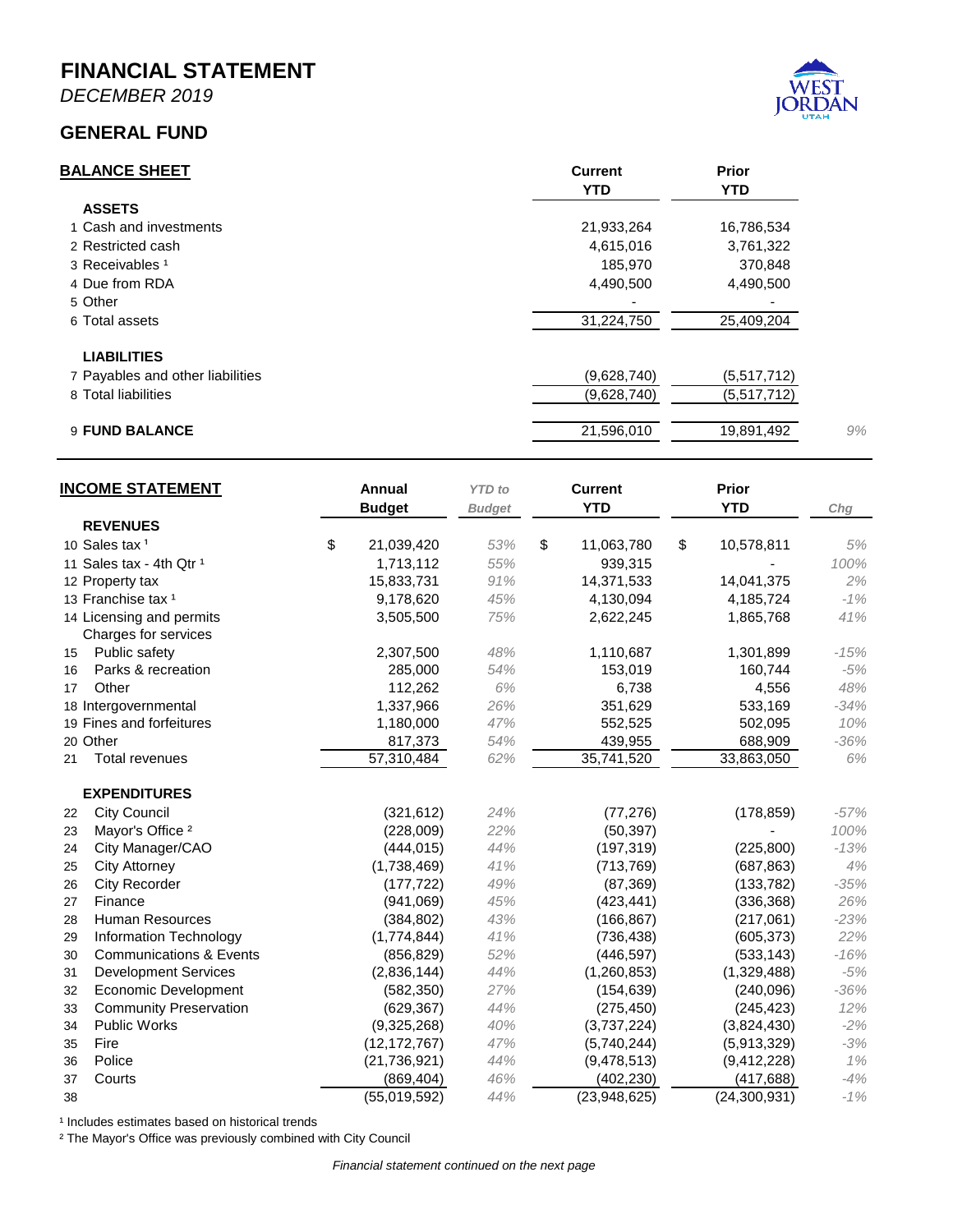# FINANCIAL STATEMENT

*DECEMBER 2019*

## GENERAL FUND

| BALANCE SHEET | Current YTD | Prior YTD | |
|---|---|---|---|
| **ASSETS** | | | |
| 1 Cash and investments | 21,933,264 | 16,786,534 | |
| 2 Restricted cash | 4,615,016 | 3,761,322 | |
| 3 Receivables [1] | 185,970 | 370,848 | |
| 4 Due from RDA | 4,490,500 | 4,490,500 | |
| 5 Other | - | - | |
| 6 Total assets | 31,224,750 | 25,409,204 | |
| **LIABILITIES** | | | |
| 7 Payables and other liabilities | (9,628,740) | (5,517,712) | |
| 8 Total liabilities | (9,628,740) | (5,517,712) | |
| 9 **FUND BALANCE** | 21,596,010 | 19,891,492 | *9%* |

| INCOME STATEMENT | Annual Budget | *YTD to Budget* | Current YTD | Prior YTD | *Chg* |
|---|---|---|---|---|---|
| **REVENUES** | | | | | |
| 10 Sales tax [1] | $ 21,039,420 | *53%* | $ 11,063,780 | $ 10,578,811 | *5%* |
| 11 Sales tax - 4th Qtr [1] | 1,713,112 | *55%* | 939,315 | - | *100%* |
| 12 Property tax | 15,833,731 | *91%* | 14,371,533 | 14,041,375 | *2%* |
| 13 Franchise tax [1] | 9,178,620 | *45%* | 4,130,094 | 4,185,724 | *-1%* |
| 14 Licensing and permits | 3,505,500 | *75%* | 2,622,245 | 1,865,768 | *41%* |
| Charges for services | | | | | |
| 15 Public safety | 2,307,500 | *48%* | 1,110,687 | 1,301,899 | *-15%* |
| 16 Parks & recreation | 285,000 | *54%* | 153,019 | 160,744 | *-5%* |
| 17 Other | 112,262 | *6%* | 6,738 | 4,556 | *48%* |
| 18 Intergovernmental | 1,337,966 | *26%* | 351,629 | 533,169 | *-34%* |
| 19 Fines and forfeitures | 1,180,000 | *47%* | 552,525 | 502,095 | *10%* |
| 20 Other | 817,373 | *54%* | 439,955 | 688,909 | *-36%* |
| 21 Total revenues | 57,310,484 | *62%* | 35,741,520 | 33,863,050 | *6%* |
| **EXPENDITURES** | | | | | |
| 22 City Council | (321,612) | *24%* | (77,276) | (178,859) | *-57%* |
| 23 Mayor's Office [2] | (228,009) | *22%* | (50,397) | - | *100%* |
| 24 City Manager/CAO | (444,015) | *44%* | (197,319) | (225,800) | *-13%* |
| 25 City Attorney | (1,738,469) | *41%* | (713,769) | (687,863) | *4%* |
| 26 City Recorder | (177,722) | *49%* | (87,369) | (133,782) | *-35%* |
| 27 Finance | (941,069) | *45%* | (423,441) | (336,368) | *26%* |
| 28 Human Resources | (384,802) | *43%* | (166,867) | (217,061) | *-23%* |
| 29 Information Technology | (1,774,844) | *41%* | (736,438) | (605,373) | *22%* |
| 30 Communications & Events | (856,829) | *52%* | (446,597) | (533,143) | *-16%* |
| 31 Development Services | (2,836,144) | *44%* | (1,260,853) | (1,329,488) | *-5%* |
| 32 Economic Development | (582,350) | *27%* | (154,639) | (240,096) | *-36%* |
| 33 Community Preservation | (629,367) | *44%* | (275,450) | (245,423) | *12%* |
| 34 Public Works | (9,325,268) | *40%* | (3,737,224) | (3,824,430) | *-2%* |
| 35 Fire | (12,172,767) | *47%* | (5,740,244) | (5,913,329) | *-3%* |
| 36 Police | (21,736,921) | *44%* | (9,478,513) | (9,412,228) | *1%* |
| 37 Courts | (869,404) | *46%* | (402,230) | (417,688) | *-4%* |
| 38 | (55,019,592) | *44%* | (23,948,625) | (24,300,931) | *-1%* |

[1] Includes estimates based on historical trends

[2] The Mayor's Office was previously combined with City Council

*Financial statement continued on the next page*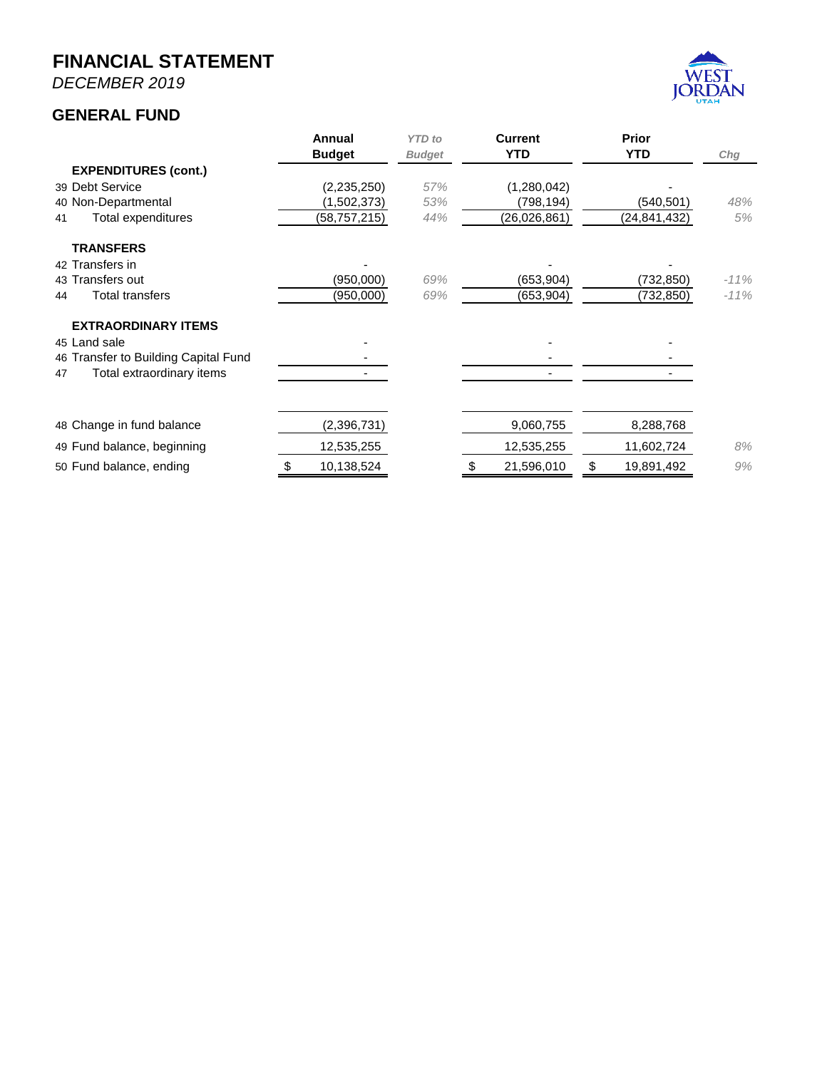# FINANCIAL STATEMENT

*DECEMBER 2019*

## GENERAL FUND

| | | Annual Budget | *YTD to Budget* | Current YTD | Prior YTD | *Chg* |
|---|---|---|---|---|---|---|
| | **EXPENDITURES (cont.)** | | | | | |
| 39 | Debt Service | (2,235,250) | *57%* | (1,280,042) | - | |
| 40 | Non-Departmental | (1,502,373) | *53%* | (798,194) | (540,501) | *48%* |
| 41 | Total expenditures | (58,757,215) | *44%* | (26,026,861) | (24,841,432) | *5%* |
| | **TRANSFERS** | | | | | |
| 42 | Transfers in | - | | - | - | |
| 43 | Transfers out | (950,000) | *69%* | (653,904) | (732,850) | *-11%* |
| 44 | Total transfers | (950,000) | *69%* | (653,904) | (732,850) | *-11%* |
| | **EXTRAORDINARY ITEMS** | | | | | |
| 45 | Land sale | - | | - | - | |
| 46 | Transfer to Building Capital Fund | - | | - | - | |
| 47 | Total extraordinary items | - | | - | - | |
| 48 | Change in fund balance | (2,396,731) | | 9,060,755 | 8,288,768 | |
| 49 | Fund balance, beginning | 12,535,255 | | 12,535,255 | 11,602,724 | *8%* |
| 50 | Fund balance, ending | $ 10,138,524 | | $ 21,596,010 | $ 19,891,492 | *9%* |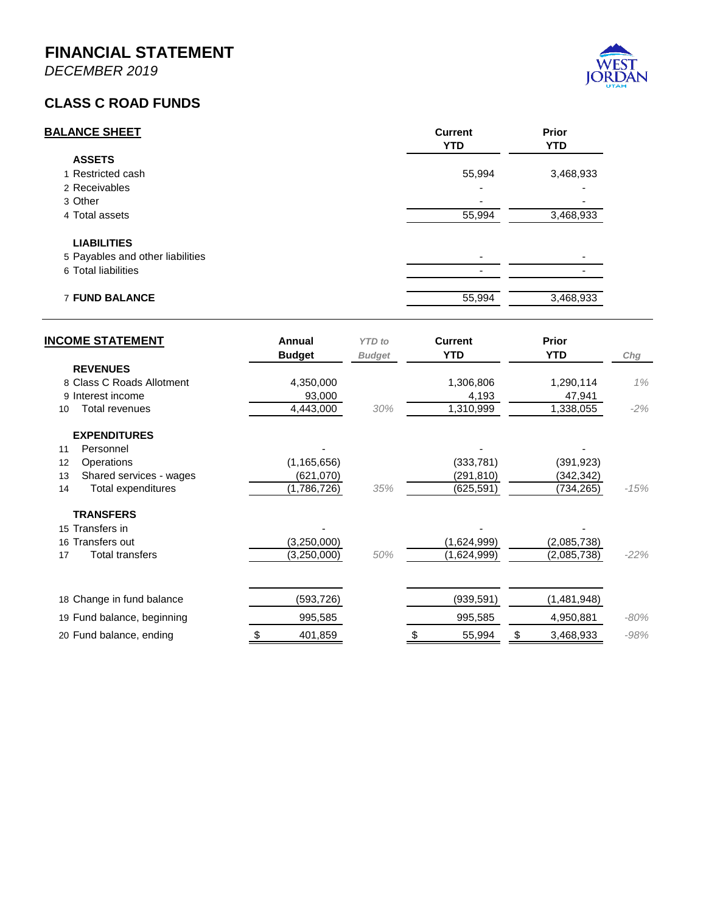# FINANCIAL STATEMENT

*DECEMBER 2019*

## CLASS C ROAD FUNDS

**BALANCE SHEET**

| | | Current YTD | Prior YTD |
|---|---|---|---|
| | **ASSETS** | | |
| 1 | Restricted cash | 55,994 | 3,468,933 |
| 2 | Receivables | - | - |
| 3 | Other | - | - |
| 4 | Total assets | 55,994 | 3,468,933 |
| | **LIABILITIES** | | |
| 5 | Payables and other liabilities | - | - |
| 6 | Total liabilities | - | - |
| 7 | **FUND BALANCE** | 55,994 | 3,468,933 |

**INCOME STATEMENT**

| | | Annual Budget | *YTD to Budget* | Current YTD | Prior YTD | *Chg* |
|---|---|---|---|---|---|---|
| | **REVENUES** | | | | | |
| 8 | Class C Roads Allotment | 4,350,000 | | 1,306,806 | 1,290,114 | *1%* |
| 9 | Interest income | 93,000 | | 4,193 | 47,941 | |
| 10 | Total revenues | 4,443,000 | *30%* | 1,310,999 | 1,338,055 | *-2%* |
| | **EXPENDITURES** | | | | | |
| 11 | Personnel | - | | - | - | |
| 12 | Operations | (1,165,656) | | (333,781) | (391,923) | |
| 13 | Shared services - wages | (621,070) | | (291,810) | (342,342) | |
| 14 | Total expenditures | (1,786,726) | *35%* | (625,591) | (734,265) | *-15%* |
| | **TRANSFERS** | | | | | |
| 15 | Transfers in | - | | - | - | |
| 16 | Transfers out | (3,250,000) | | (1,624,999) | (2,085,738) | |
| 17 | Total transfers | (3,250,000) | *50%* | (1,624,999) | (2,085,738) | *-22%* |
| 18 | Change in fund balance | (593,726) | | (939,591) | (1,481,948) | |
| 19 | Fund balance, beginning | 995,585 | | 995,585 | 4,950,881 | *-80%* |
| 20 | Fund balance, ending | $ 401,859 | | $ 55,994 | $ 3,468,933 | *-98%* |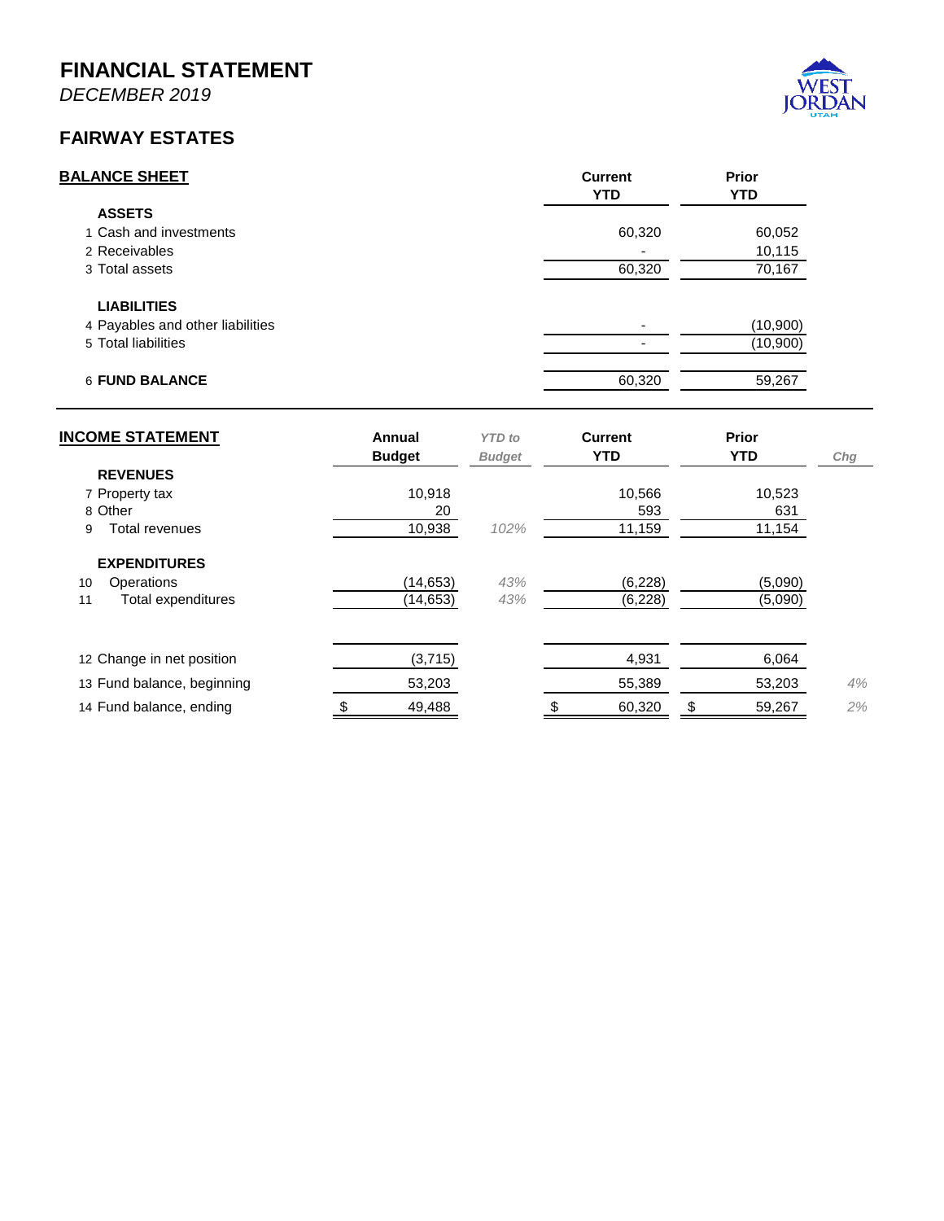# FINANCIAL STATEMENT

*DECEMBER 2019*

## FAIRWAY ESTATES

| BALANCE SHEET | Current YTD | Prior YTD |
|---|---|---|
| **ASSETS** | | |
| 1 Cash and investments | 60,320 | 60,052 |
| 2 Receivables | - | 10,115 |
| 3 Total assets | 60,320 | 70,167 |
| **LIABILITIES** | | |
| 4 Payables and other liabilities | - | (10,900) |
| 5 Total liabilities | - | (10,900) |
| 6 **FUND BALANCE** | 60,320 | 59,267 |

| INCOME STATEMENT | Annual Budget | *YTD to Budget* | Current YTD | Prior YTD | *Chg* |
|---|---|---|---|---|---|
| **REVENUES** | | | | | |
| 7 Property tax | 10,918 | | 10,566 | 10,523 | |
| 8 Other | 20 | | 593 | 631 | |
| 9 Total revenues | 10,938 | *102%* | 11,159 | 11,154 | |
| **EXPENDITURES** | | | | | |
| 10 Operations | (14,653) | *43%* | (6,228) | (5,090) | |
| 11 Total expenditures | (14,653) | *43%* | (6,228) | (5,090) | |
| 12 Change in net position | (3,715) | | 4,931 | 6,064 | |
| 13 Fund balance, beginning | 53,203 | | 55,389 | 53,203 | *4%* |
| 14 Fund balance, ending | $ 49,488 | | $ 60,320 | $ 59,267 | *2%* |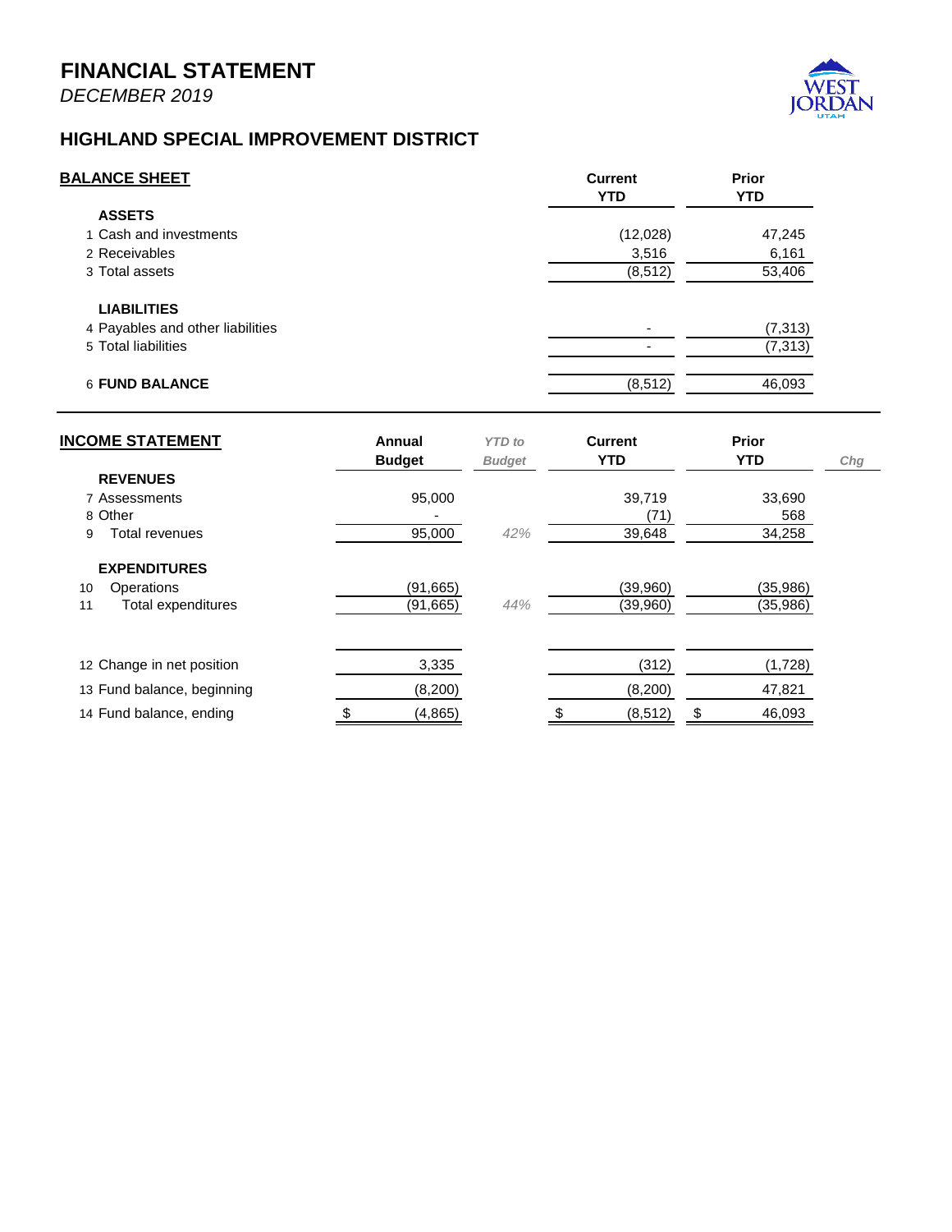# FINANCIAL STATEMENT

*DECEMBER 2019*

## HIGHLAND SPECIAL IMPROVEMENT DISTRICT

| BALANCE SHEET | Current YTD | Prior YTD |
|---|---|---|
| **ASSETS** | | |
| 1 Cash and investments | (12,028) | 47,245 |
| 2 Receivables | 3,516 | 6,161 |
| 3 Total assets | (8,512) | 53,406 |
| **LIABILITIES** | | |
| 4 Payables and other liabilities | - | (7,313) |
| 5 Total liabilities | - | (7,313) |
| 6 **FUND BALANCE** | (8,512) | 46,093 |

| INCOME STATEMENT | Annual Budget | *YTD to Budget* | Current YTD | Prior YTD | *Chg* |
|---|---|---|---|---|---|
| **REVENUES** | | | | | |
| 7 Assessments | 95,000 | | 39,719 | 33,690 | |
| 8 Other | - | | (71) | 568 | |
| 9 Total revenues | 95,000 | *42%* | 39,648 | 34,258 | |
| **EXPENDITURES** | | | | | |
| 10 Operations | (91,665) | | (39,960) | (35,986) | |
| 11 Total expenditures | (91,665) | *44%* | (39,960) | (35,986) | |
| 12 Change in net position | 3,335 | | (312) | (1,728) | |
| 13 Fund balance, beginning | (8,200) | | (8,200) | 47,821 | |
| 14 Fund balance, ending | $ (4,865) | | $ (8,512) | $ 46,093 | |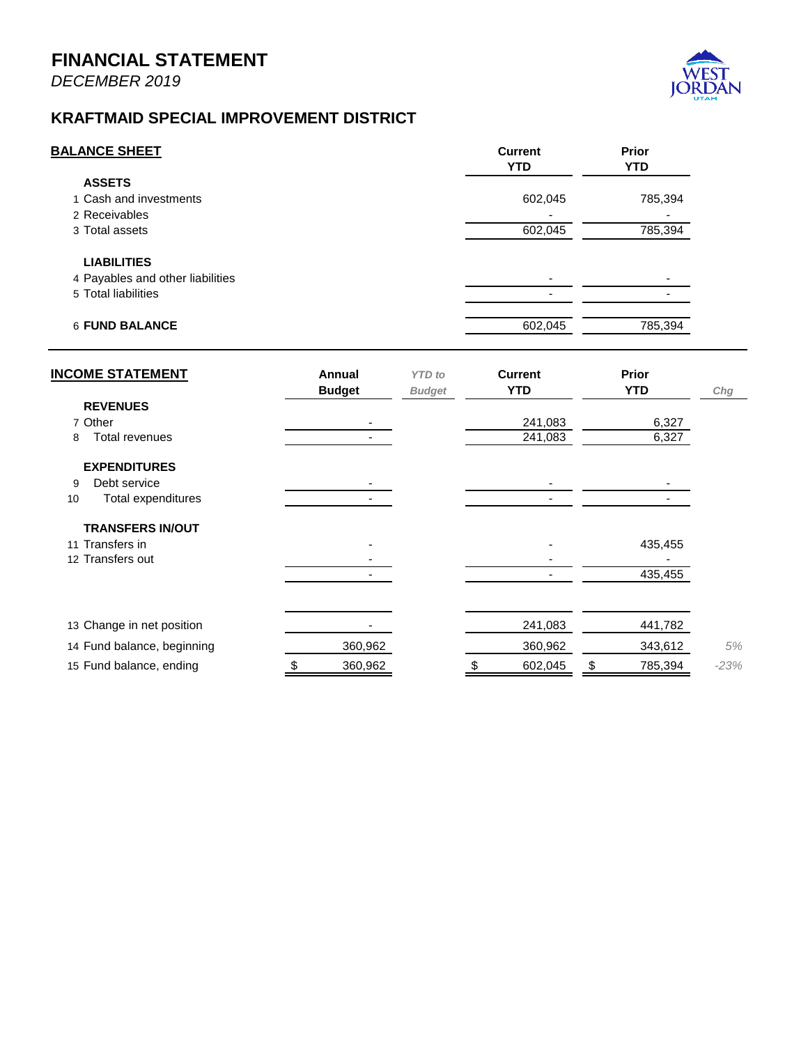# FINANCIAL STATEMENT

*DECEMBER 2019*

## KRAFTMAID SPECIAL IMPROVEMENT DISTRICT

| BALANCE SHEET | Current YTD | Prior YTD |
|---|---|---|
| **ASSETS** | | |
| 1 Cash and investments | 602,045 | 785,394 |
| 2 Receivables | - | - |
| 3 Total assets | 602,045 | 785,394 |
| **LIABILITIES** | | |
| 4 Payables and other liabilities | - | - |
| 5 Total liabilities | - | - |
| 6 **FUND BALANCE** | 602,045 | 785,394 |

| INCOME STATEMENT | Annual Budget | *YTD to Budget* | Current YTD | Prior YTD | *Chg* |
|---|---|---|---|---|---|
| **REVENUES** | | | | | |
| 7 Other | - | | 241,083 | 6,327 | |
| 8 Total revenues | - | | 241,083 | 6,327 | |
| **EXPENDITURES** | | | | | |
| 9 Debt service | - | | - | - | |
| 10 Total expenditures | - | | - | - | |
| **TRANSFERS IN/OUT** | | | | | |
| 11 Transfers in | - | | - | 435,455 | |
| 12 Transfers out | - | | - | - | |
| | - | | - | 435,455 | |
| 13 Change in net position | - | | 241,083 | 441,782 | |
| 14 Fund balance, beginning | 360,962 | | 360,962 | 343,612 | *5%* |
| 15 Fund balance, ending | $ 360,962 | | $ 602,045 | $ 785,394 | *-23%* |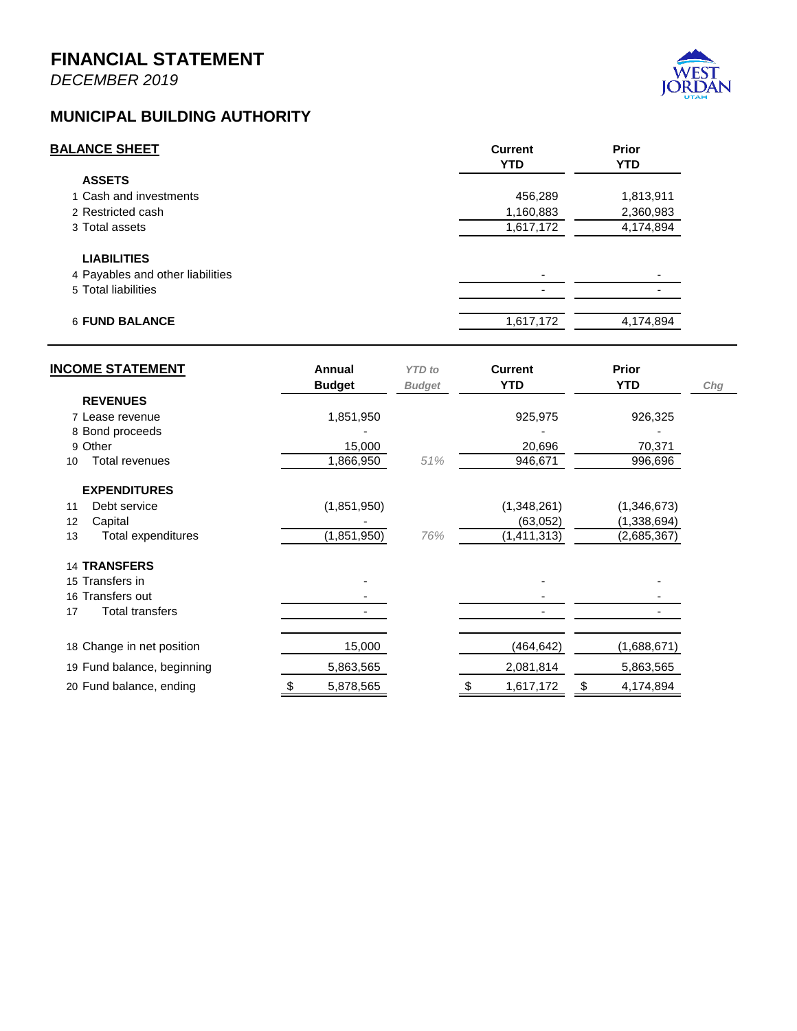# FINANCIAL STATEMENT

*DECEMBER 2019*

## MUNICIPAL BUILDING AUTHORITY

| BALANCE SHEET | Current YTD | Prior YTD |
|---|---|---|
| **ASSETS** | | |
| 1 Cash and investments | 456,289 | 1,813,911 |
| 2 Restricted cash | 1,160,883 | 2,360,983 |
| 3 Total assets | 1,617,172 | 4,174,894 |
| **LIABILITIES** | | |
| 4 Payables and other liabilities | - | - |
| 5 Total liabilities | - | - |
| 6 **FUND BALANCE** | 1,617,172 | 4,174,894 |

| INCOME STATEMENT | Annual Budget | *YTD to Budget* | Current YTD | Prior YTD | *Chg* |
|---|---|---|---|---|---|
| **REVENUES** | | | | | |
| 7 Lease revenue | 1,851,950 | | 925,975 | 926,325 | |
| 8 Bond proceeds | - | | - | - | |
| 9 Other | 15,000 | | 20,696 | 70,371 | |
| 10 Total revenues | 1,866,950 | *51%* | 946,671 | 996,696 | |
| **EXPENDITURES** | | | | | |
| 11 Debt service | (1,851,950) | | (1,348,261) | (1,346,673) | |
| 12 Capital | - | | (63,052) | (1,338,694) | |
| 13 Total expenditures | (1,851,950) | *76%* | (1,411,313) | (2,685,367) | |
| 14 **TRANSFERS** | | | | | |
| 15 Transfers in | - | | - | - | |
| 16 Transfers out | - | | - | - | |
| 17 Total transfers | - | | - | - | |
| 18 Change in net position | 15,000 | | (464,642) | (1,688,671) | |
| 19 Fund balance, beginning | 5,863,565 | | 2,081,814 | 5,863,565 | |
| 20 Fund balance, ending | $ 5,878,565 | | $ 1,617,172 | $ 4,174,894 | |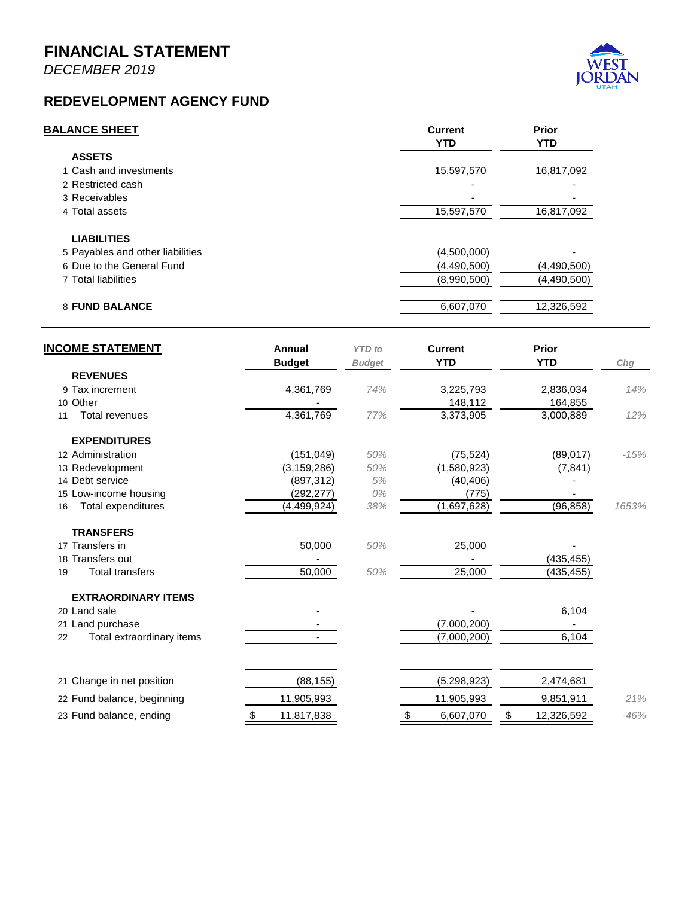# FINANCIAL STATEMENT

*DECEMBER 2019*

## REDEVELOPMENT AGENCY FUND

| BALANCE SHEET | Current YTD | Prior YTD |
|---|---|---|
| **ASSETS** | | |
| 1 Cash and investments | 15,597,570 | 16,817,092 |
| 2 Restricted cash | - | - |
| 3 Receivables | - | - |
| 4 Total assets | 15,597,570 | 16,817,092 |
| **LIABILITIES** | | |
| 5 Payables and other liabilities | (4,500,000) | - |
| 6 Due to the General Fund | (4,490,500) | (4,490,500) |
| 7 Total liabilities | (8,990,500) | (4,490,500) |
| 8 **FUND BALANCE** | 6,607,070 | 12,326,592 |

| INCOME STATEMENT | Annual Budget | *YTD to Budget* | Current YTD | Prior YTD | *Chg* |
|---|---|---|---|---|---|
| **REVENUES** | | | | | |
| 9 Tax increment | 4,361,769 | *74%* | 3,225,793 | 2,836,034 | *14%* |
| 10 Other | - | | 148,112 | 164,855 | |
| 11 Total revenues | 4,361,769 | *77%* | 3,373,905 | 3,000,889 | *12%* |
| **EXPENDITURES** | | | | | |
| 12 Administration | (151,049) | *50%* | (75,524) | (89,017) | *-15%* |
| 13 Redevelopment | (3,159,286) | *50%* | (1,580,923) | (7,841) | |
| 14 Debt service | (897,312) | *5%* | (40,406) | - | |
| 15 Low-income housing | (292,277) | *0%* | (775) | - | |
| 16 Total expenditures | (4,499,924) | *38%* | (1,697,628) | (96,858) | *1653%* |
| **TRANSFERS** | | | | | |
| 17 Transfers in | 50,000 | *50%* | 25,000 | - | |
| 18 Transfers out | - | | - | (435,455) | |
| 19 Total transfers | 50,000 | *50%* | 25,000 | (435,455) | |
| **EXTRAORDINARY ITEMS** | | | | | |
| 20 Land sale | - | | - | 6,104 | |
| 21 Land purchase | - | | (7,000,200) | - | |
| 22 Total extraordinary items | - | | (7,000,200) | 6,104 | |
| 21 Change in net position | (88,155) | | (5,298,923) | 2,474,681 | |
| 22 Fund balance, beginning | 11,905,993 | | 11,905,993 | 9,851,911 | *21%* |
| 23 Fund balance, ending | $ 11,817,838 | | $ 6,607,070 | $ 12,326,592 | *-46%* |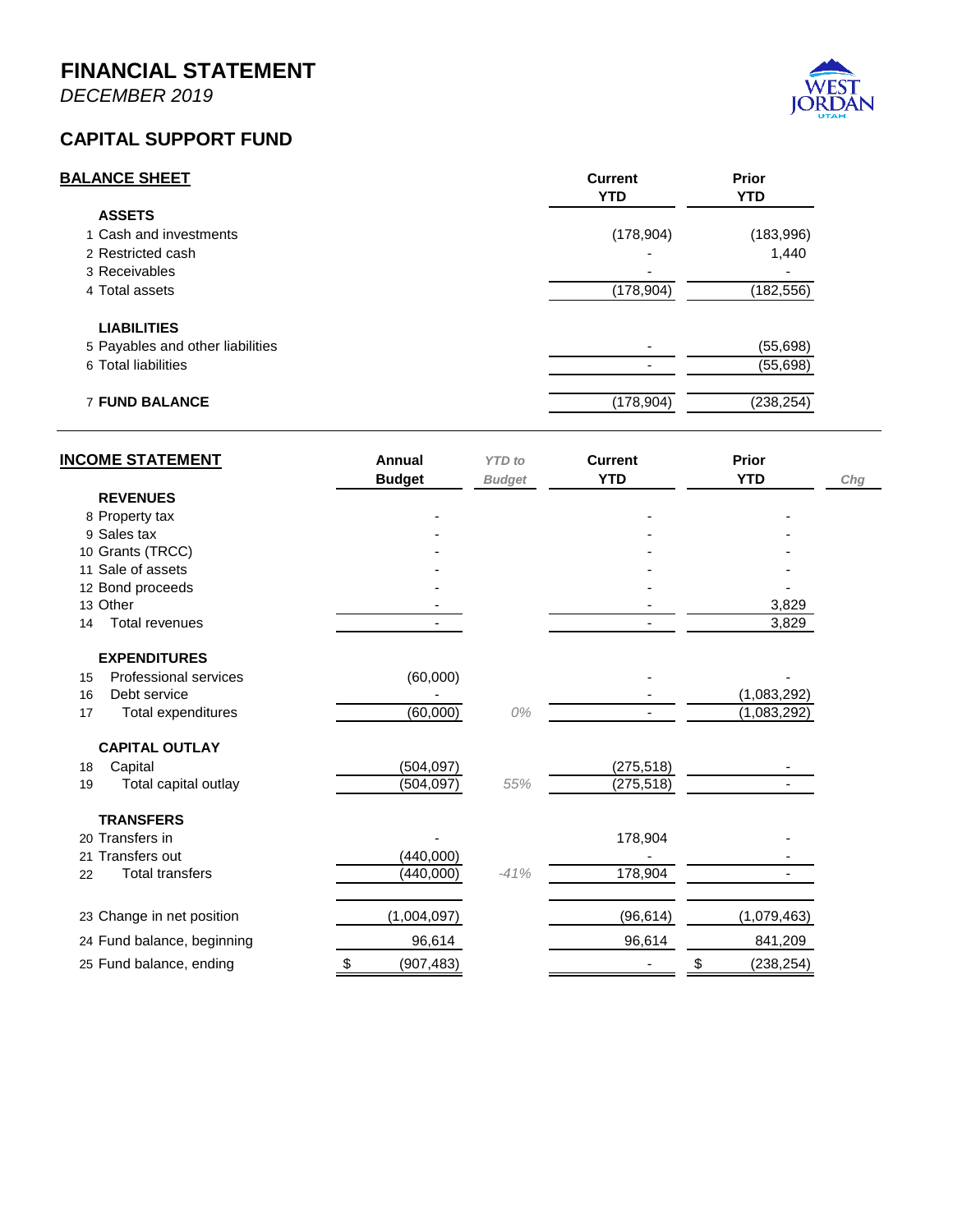# FINANCIAL STATEMENT

*DECEMBER 2019*

## CAPITAL SUPPORT FUND

| **BALANCE SHEET** | **Current YTD** | **Prior YTD** |
|---|---|---|
| **ASSETS** | | |
| 1 Cash and investments | (178,904) | (183,996) |
| 2 Restricted cash | - | 1,440 |
| 3 Receivables | - | - |
| 4 Total assets | (178,904) | (182,556) |
| **LIABILITIES** | | |
| 5 Payables and other liabilities | - | (55,698) |
| 6 Total liabilities | - | (55,698) |
| 7 **FUND BALANCE** | (178,904) | (238,254) |

| **INCOME STATEMENT** | **Annual Budget** | *YTD to Budget* | **Current YTD** | **Prior YTD** | *Chg* |
|---|---|---|---|---|---|
| **REVENUES** | | | | | |
| 8 Property tax | - | | - | - | |
| 9 Sales tax | - | | - | - | |
| 10 Grants (TRCC) | - | | - | - | |
| 11 Sale of assets | - | | - | - | |
| 12 Bond proceeds | - | | - | - | |
| 13 Other | - | | - | 3,829 | |
| 14 Total revenues | - | | - | 3,829 | |
| **EXPENDITURES** | | | | | |
| 15 Professional services | (60,000) | | - | - | |
| 16 Debt service | - | | - | (1,083,292) | |
| 17 Total expenditures | (60,000) | *0%* | - | (1,083,292) | |
| **CAPITAL OUTLAY** | | | | | |
| 18 Capital | (504,097) | | (275,518) | - | |
| 19 Total capital outlay | (504,097) | *55%* | (275,518) | - | |
| **TRANSFERS** | | | | | |
| 20 Transfers in | - | | 178,904 | - | |
| 21 Transfers out | (440,000) | | - | - | |
| 22 Total transfers | (440,000) | *-41%* | 178,904 | - | |
| 23 Change in net position | (1,004,097) | | (96,614) | (1,079,463) | |
| 24 Fund balance, beginning | 96,614 | | 96,614 | 841,209 | |
| 25 Fund balance, ending | $ (907,483) | | - | $ (238,254) | |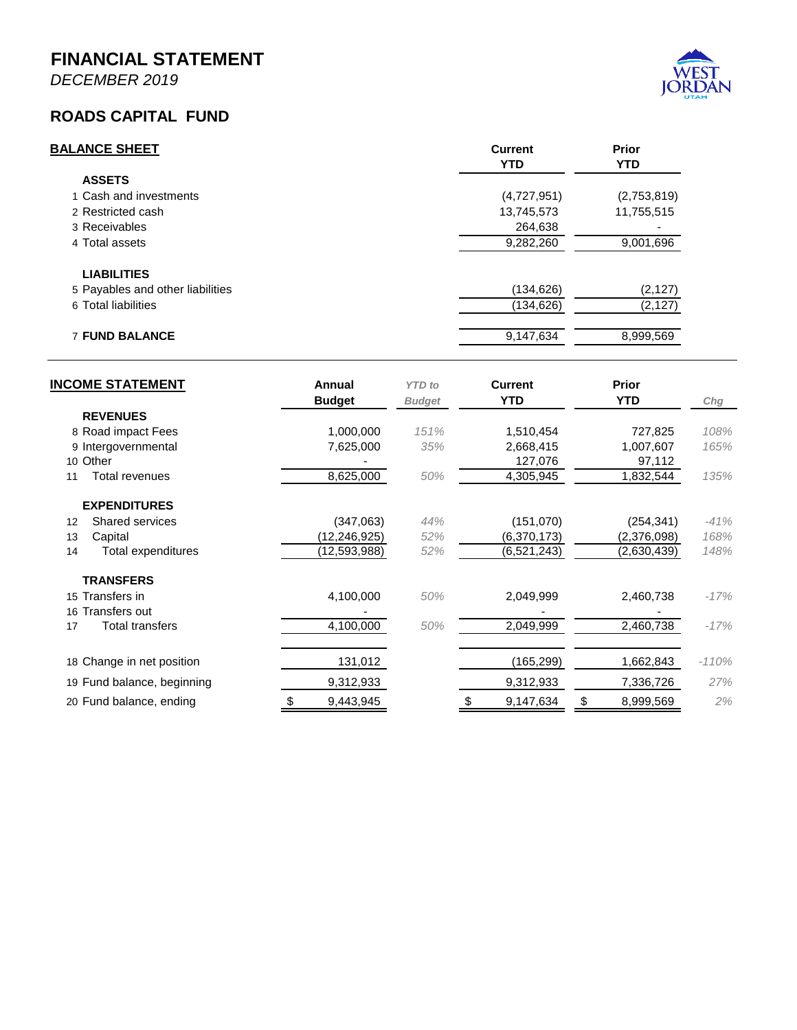# FINANCIAL STATEMENT

*DECEMBER 2019*

## ROADS CAPITAL FUND

### BALANCE SHEET

| | | Current YTD | Prior YTD |
|---|---|---|---|
| | **ASSETS** | | |
| 1 | Cash and investments | (4,727,951) | (2,753,819) |
| 2 | Restricted cash | 13,745,573 | 11,755,515 |
| 3 | Receivables | 264,638 | - |
| 4 | Total assets | 9,282,260 | 9,001,696 |
| | **LIABILITIES** | | |
| 5 | Payables and other liabilities | (134,626) | (2,127) |
| 6 | Total liabilities | (134,626) | (2,127) |
| 7 | **FUND BALANCE** | 9,147,634 | 8,999,569 |

### INCOME STATEMENT

| | | Annual Budget | *YTD to Budget* | Current YTD | Prior YTD | *Chg* |
|---|---|---|---|---|---|---|
| | **REVENUES** | | | | | |
| 8 | Road impact Fees | 1,000,000 | *151%* | 1,510,454 | 727,825 | *108%* |
| 9 | Intergovernmental | 7,625,000 | *35%* | 2,668,415 | 1,007,607 | *165%* |
| 10 | Other | - | | 127,076 | 97,112 | |
| 11 | Total revenues | 8,625,000 | *50%* | 4,305,945 | 1,832,544 | *135%* |
| | **EXPENDITURES** | | | | | |
| 12 | Shared services | (347,063) | *44%* | (151,070) | (254,341) | *-41%* |
| 13 | Capital | (12,246,925) | *52%* | (6,370,173) | (2,376,098) | *168%* |
| 14 | Total expenditures | (12,593,988) | *52%* | (6,521,243) | (2,630,439) | *148%* |
| | **TRANSFERS** | | | | | |
| 15 | Transfers in | 4,100,000 | *50%* | 2,049,999 | 2,460,738 | *-17%* |
| 16 | Transfers out | - | | - | - | |
| 17 | Total transfers | 4,100,000 | *50%* | 2,049,999 | 2,460,738 | *-17%* |
| 18 | Change in net position | 131,012 | | (165,299) | 1,662,843 | *-110%* |
| 19 | Fund balance, beginning | 9,312,933 | | 9,312,933 | 7,336,726 | *27%* |
| 20 | Fund balance, ending | $ 9,443,945 | | $ 9,147,634 | $ 8,999,569 | *2%* |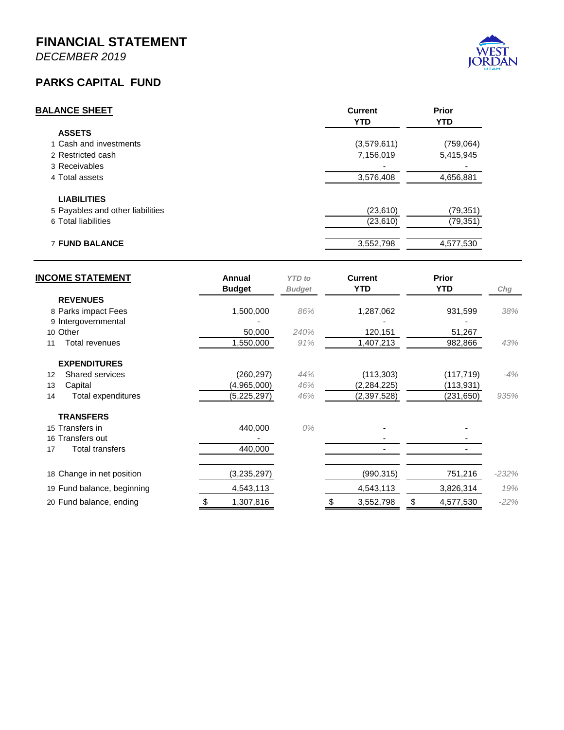# FINANCIAL STATEMENT

*DECEMBER 2019*

## PARKS CAPITAL FUND

| **BALANCE SHEET** | **Current YTD** | **Prior YTD** |
|---|---|---|
| **ASSETS** | | |
| 1 Cash and investments | (3,579,611) | (759,064) |
| 2 Restricted cash | 7,156,019 | 5,415,945 |
| 3 Receivables | - | - |
| 4 Total assets | 3,576,408 | 4,656,881 |
| **LIABILITIES** | | |
| 5 Payables and other liabilities | (23,610) | (79,351) |
| 6 Total liabilities | (23,610) | (79,351) |
| 7 **FUND BALANCE** | 3,552,798 | 4,577,530 |

| **INCOME STATEMENT** | **Annual Budget** | *YTD to Budget* | **Current YTD** | **Prior YTD** | *Chg* |
|---|---|---|---|---|---|
| **REVENUES** | | | | | |
| 8 Parks impact Fees | 1,500,000 | *86%* | 1,287,062 | 931,599 | *38%* |
| 9 Intergovernmental | - | | - | - | |
| 10 Other | 50,000 | *240%* | 120,151 | 51,267 | |
| 11 Total revenues | 1,550,000 | *91%* | 1,407,213 | 982,866 | *43%* |
| **EXPENDITURES** | | | | | |
| 12 Shared services | (260,297) | *44%* | (113,303) | (117,719) | *-4%* |
| 13 Capital | (4,965,000) | *46%* | (2,284,225) | (113,931) | |
| 14 Total expenditures | (5,225,297) | *46%* | (2,397,528) | (231,650) | *935%* |
| **TRANSFERS** | | | | | |
| 15 Transfers in | 440,000 | *0%* | - | - | |
| 16 Transfers out | - | | - | - | |
| 17 Total transfers | 440,000 | | - | - | |
| 18 Change in net position | (3,235,297) | | (990,315) | 751,216 | *-232%* |
| 19 Fund balance, beginning | 4,543,113 | | 4,543,113 | 3,826,314 | *19%* |
| 20 Fund balance, ending | $ 1,307,816 | | $ 3,552,798 | $ 4,577,530 | *-22%* |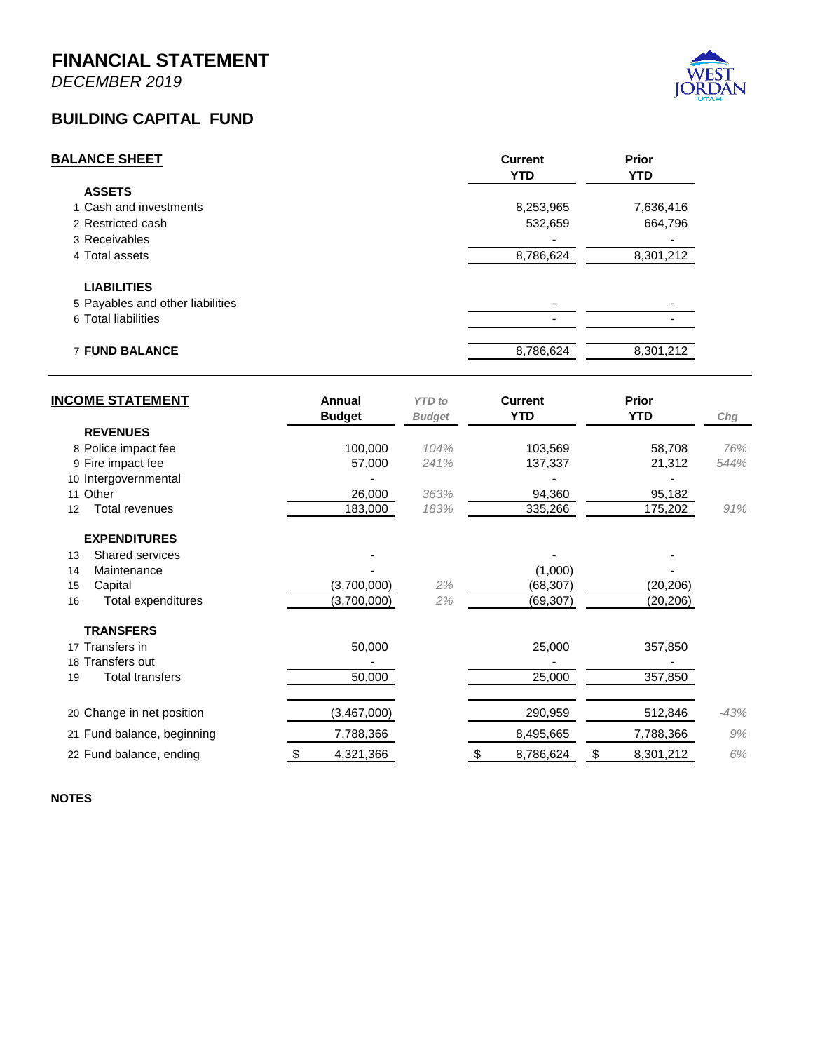# FINANCIAL STATEMENT

*DECEMBER 2019*

## BUILDING CAPITAL FUND

| **BALANCE SHEET** | **Current YTD** | **Prior YTD** |
|---|---|---|
| **ASSETS** | | |
| 1 Cash and investments | 8,253,965 | 7,636,416 |
| 2 Restricted cash | 532,659 | 664,796 |
| 3 Receivables | - | - |
| 4 Total assets | 8,786,624 | 8,301,212 |
| **LIABILITIES** | | |
| 5 Payables and other liabilities | - | - |
| 6 Total liabilities | - | - |
| 7 **FUND BALANCE** | 8,786,624 | 8,301,212 |

| **INCOME STATEMENT** | **Annual Budget** | *YTD to Budget* | **Current YTD** | **Prior YTD** | *Chg* |
|---|---|---|---|---|---|
| **REVENUES** | | | | | |
| 8 Police impact fee | 100,000 | *104%* | 103,569 | 58,708 | *76%* |
| 9 Fire impact fee | 57,000 | *241%* | 137,337 | 21,312 | *544%* |
| 10 Intergovernmental | - | | - | - | |
| 11 Other | 26,000 | *363%* | 94,360 | 95,182 | |
| 12 Total revenues | 183,000 | *183%* | 335,266 | 175,202 | *91%* |
| **EXPENDITURES** | | | | | |
| 13 Shared services | - | | - | - | |
| 14 Maintenance | - | | (1,000) | - | |
| 15 Capital | (3,700,000) | *2%* | (68,307) | (20,206) | |
| 16 Total expenditures | (3,700,000) | *2%* | (69,307) | (20,206) | |
| **TRANSFERS** | | | | | |
| 17 Transfers in | 50,000 | | 25,000 | 357,850 | |
| 18 Transfers out | - | | - | - | |
| 19 Total transfers | 50,000 | | 25,000 | 357,850 | |
| 20 Change in net position | (3,467,000) | | 290,959 | 512,846 | *-43%* |
| 21 Fund balance, beginning | 7,788,366 | | 8,495,665 | 7,788,366 | *9%* |
| 22 Fund balance, ending | $ 4,321,366 | | $ 8,786,624 | $ 8,301,212 | *6%* |

**NOTES**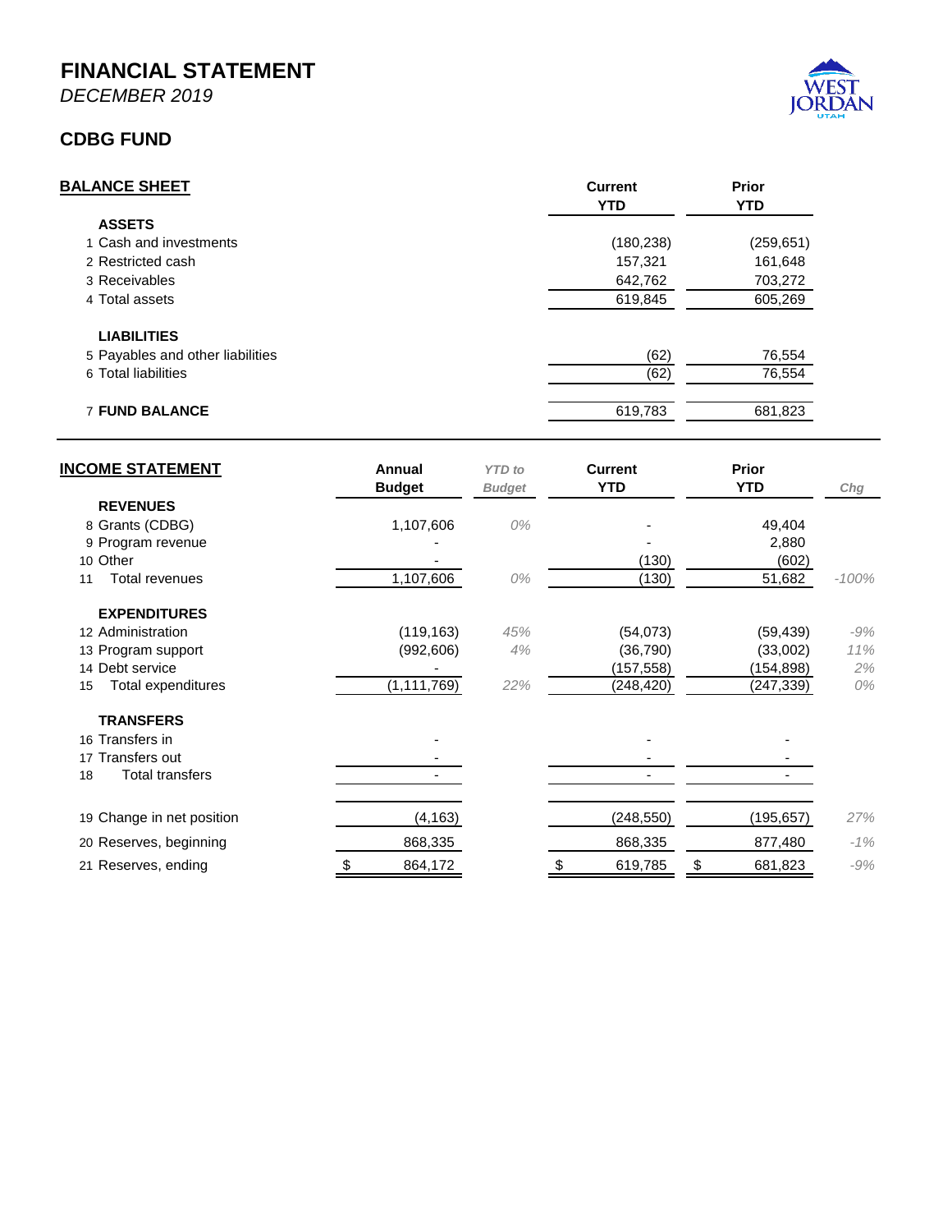# FINANCIAL STATEMENT

*DECEMBER 2019*

## CDBG FUND

| **BALANCE SHEET** | **Current YTD** | **Prior YTD** |
|---|---|---|
| **ASSETS** | | |
| 1 Cash and investments | (180,238) | (259,651) |
| 2 Restricted cash | 157,321 | 161,648 |
| 3 Receivables | 642,762 | 703,272 |
| 4 Total assets | 619,845 | 605,269 |
| **LIABILITIES** | | |
| 5 Payables and other liabilities | (62) | 76,554 |
| 6 Total liabilities | (62) | 76,554 |
| 7 **FUND BALANCE** | 619,783 | 681,823 |

| **INCOME STATEMENT** | **Annual Budget** | *YTD to Budget* | **Current YTD** | **Prior YTD** | *Chg* |
|---|---|---|---|---|---|
| **REVENUES** | | | | | |
| 8 Grants (CDBG) | 1,107,606 | *0%* | - | 49,404 | |
| 9 Program revenue | - | | - | 2,880 | |
| 10 Other | - | | (130) | (602) | |
| 11 Total revenues | 1,107,606 | *0%* | (130) | 51,682 | *-100%* |
| **EXPENDITURES** | | | | | |
| 12 Administration | (119,163) | *45%* | (54,073) | (59,439) | *-9%* |
| 13 Program support | (992,606) | *4%* | (36,790) | (33,002) | *11%* |
| 14 Debt service | - | | (157,558) | (154,898) | *2%* |
| 15 Total expenditures | (1,111,769) | *22%* | (248,420) | (247,339) | *0%* |
| **TRANSFERS** | | | | | |
| 16 Transfers in | - | | - | - | |
| 17 Transfers out | - | | - | - | |
| 18 Total transfers | - | | - | - | |
| 19 Change in net position | (4,163) | | (248,550) | (195,657) | *27%* |
| 20 Reserves, beginning | 868,335 | | 868,335 | 877,480 | *-1%* |
| 21 Reserves, ending | $ 864,172 | | $ 619,785 | $ 681,823 | *-9%* |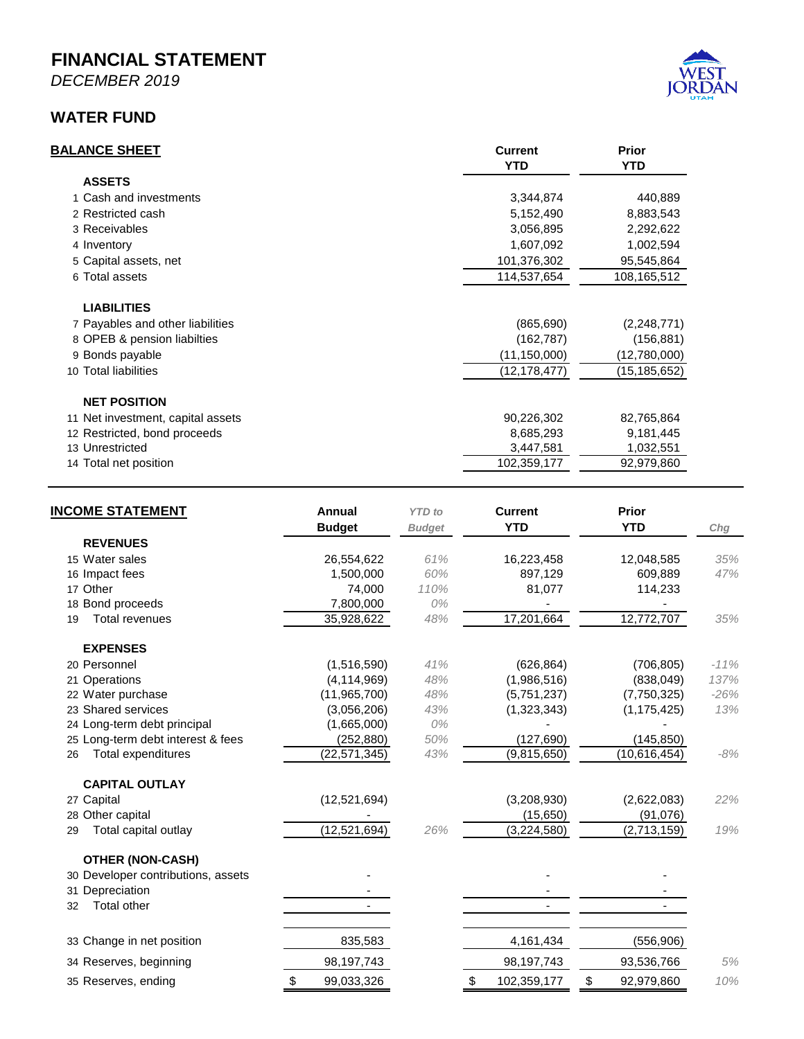# FINANCIAL STATEMENT

*DECEMBER 2019*

WEST JORDAN UTAH

## WATER FUND

| BALANCE SHEET | Current YTD | Prior YTD |
|---|---|---|
| **ASSETS** | | |
| 1 Cash and investments | 3,344,874 | 440,889 |
| 2 Restricted cash | 5,152,490 | 8,883,543 |
| 3 Receivables | 3,056,895 | 2,292,622 |
| 4 Inventory | 1,607,092 | 1,002,594 |
| 5 Capital assets, net | 101,376,302 | 95,545,864 |
| 6 Total assets | 114,537,654 | 108,165,512 |
| **LIABILITIES** | | |
| 7 Payables and other liabilities | (865,690) | (2,248,771) |
| 8 OPEB & pension liabilties | (162,787) | (156,881) |
| 9 Bonds payable | (11,150,000) | (12,780,000) |
| 10 Total liabilities | (12,178,477) | (15,185,652) |
| **NET POSITION** | | |
| 11 Net investment, capital assets | 90,226,302 | 82,765,864 |
| 12 Restricted, bond proceeds | 8,685,293 | 9,181,445 |
| 13 Unrestricted | 3,447,581 | 1,032,551 |
| 14 Total net position | 102,359,177 | 92,979,860 |

| INCOME STATEMENT | Annual Budget | *YTD to Budget* | Current YTD | Prior YTD | *Chg* |
|---|---|---|---|---|---|
| **REVENUES** | | | | | |
| 15 Water sales | 26,554,622 | *61%* | 16,223,458 | 12,048,585 | *35%* |
| 16 Impact fees | 1,500,000 | *60%* | 897,129 | 609,889 | *47%* |
| 17 Other | 74,000 | *110%* | 81,077 | 114,233 | |
| 18 Bond proceeds | 7,800,000 | *0%* | - | - | |
| 19 Total revenues | 35,928,622 | *48%* | 17,201,664 | 12,772,707 | *35%* |
| **EXPENSES** | | | | | |
| 20 Personnel | (1,516,590) | *41%* | (626,864) | (706,805) | *-11%* |
| 21 Operations | (4,114,969) | *48%* | (1,986,516) | (838,049) | *137%* |
| 22 Water purchase | (11,965,700) | *48%* | (5,751,237) | (7,750,325) | *-26%* |
| 23 Shared services | (3,056,206) | *43%* | (1,323,343) | (1,175,425) | *13%* |
| 24 Long-term debt principal | (1,665,000) | *0%* | - | - | |
| 25 Long-term debt interest & fees | (252,880) | *50%* | (127,690) | (145,850) | |
| 26 Total expenditures | (22,571,345) | *43%* | (9,815,650) | (10,616,454) | *-8%* |
| **CAPITAL OUTLAY** | | | | | |
| 27 Capital | (12,521,694) | | (3,208,930) | (2,622,083) | *22%* |
| 28 Other capital | - | | (15,650) | (91,076) | |
| 29 Total capital outlay | (12,521,694) | *26%* | (3,224,580) | (2,713,159) | *19%* |
| **OTHER (NON-CASH)** | | | | | |
| 30 Developer contributions, assets | - | | - | - | |
| 31 Depreciation | - | | - | - | |
| 32 Total other | - | | - | - | |
| 33 Change in net position | 835,583 | | 4,161,434 | (556,906) | |
| 34 Reserves, beginning | 98,197,743 | | 98,197,743 | 93,536,766 | *5%* |
| 35 Reserves, ending | $ 99,033,326 | | $ 102,359,177 | $ 92,979,860 | *10%* |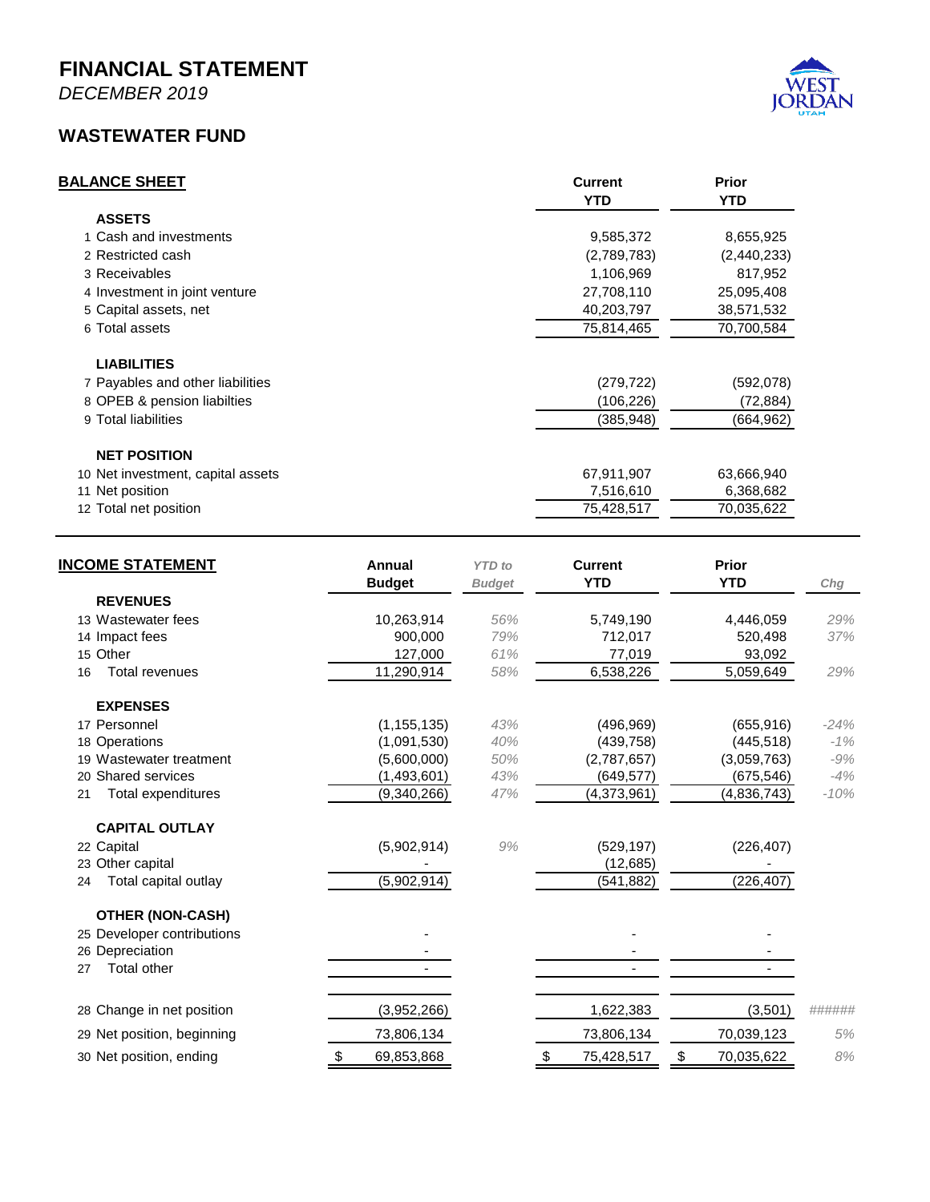# FINANCIAL STATEMENT

*DECEMBER 2019*

## WASTEWATER FUND

| **BALANCE SHEET** | Current YTD | Prior YTD |
|---|---|---|
| **ASSETS** | | |
| 1 Cash and investments | 9,585,372 | 8,655,925 |
| 2 Restricted cash | (2,789,783) | (2,440,233) |
| 3 Receivables | 1,106,969 | 817,952 |
| 4 Investment in joint venture | 27,708,110 | 25,095,408 |
| 5 Capital assets, net | 40,203,797 | 38,571,532 |
| 6 Total assets | 75,814,465 | 70,700,584 |
| **LIABILITIES** | | |
| 7 Payables and other liabilities | (279,722) | (592,078) |
| 8 OPEB & pension liabilties | (106,226) | (72,884) |
| 9 Total liabilities | (385,948) | (664,962) |
| **NET POSITION** | | |
| 10 Net investment, capital assets | 67,911,907 | 63,666,940 |
| 11 Net position | 7,516,610 | 6,368,682 |
| 12 Total net position | 75,428,517 | 70,035,622 |

| **INCOME STATEMENT** | Annual Budget | *YTD to Budget* | Current YTD | Prior YTD | *Chg* |
|---|---|---|---|---|---|
| **REVENUES** | | | | | |
| 13 Wastewater fees | 10,263,914 | *56%* | 5,749,190 | 4,446,059 | *29%* |
| 14 Impact fees | 900,000 | *79%* | 712,017 | 520,498 | *37%* |
| 15 Other | 127,000 | *61%* | 77,019 | 93,092 | |
| 16 Total revenues | 11,290,914 | *58%* | 6,538,226 | 5,059,649 | *29%* |
| **EXPENSES** | | | | | |
| 17 Personnel | (1,155,135) | *43%* | (496,969) | (655,916) | *-24%* |
| 18 Operations | (1,091,530) | *40%* | (439,758) | (445,518) | *-1%* |
| 19 Wastewater treatment | (5,600,000) | *50%* | (2,787,657) | (3,059,763) | *-9%* |
| 20 Shared services | (1,493,601) | *43%* | (649,577) | (675,546) | *-4%* |
| 21 Total expenditures | (9,340,266) | *47%* | (4,373,961) | (4,836,743) | *-10%* |
| **CAPITAL OUTLAY** | | | | | |
| 22 Capital | (5,902,914) | *9%* | (529,197) | (226,407) | |
| 23 Other capital | - | | (12,685) | - | |
| 24 Total capital outlay | (5,902,914) | | (541,882) | (226,407) | |
| **OTHER (NON-CASH)** | | | | | |
| 25 Developer contributions | - | | - | - | |
| 26 Depreciation | - | | - | - | |
| 27 Total other | - | | - | - | |
| 28 Change in net position | (3,952,266) | | 1,622,383 | (3,501) | *######* |
| 29 Net position, beginning | 73,806,134 | | 73,806,134 | 70,039,123 | *5%* |
| 30 Net position, ending | $ 69,853,868 | | $ 75,428,517 | $ 70,035,622 | *8%* |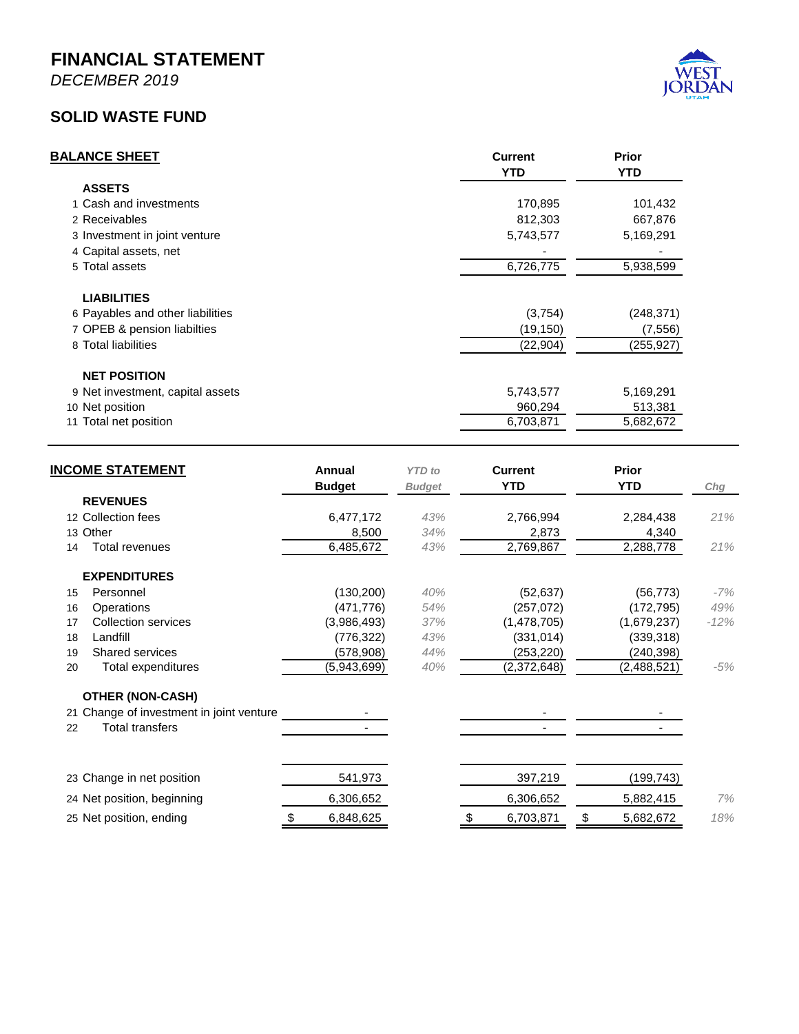# FINANCIAL STATEMENT

*DECEMBER 2019*

## SOLID WASTE FUND

| BALANCE SHEET | Current YTD | Prior YTD |
|---|---|---|
| **ASSETS** | | |
| 1 Cash and investments | 170,895 | 101,432 |
| 2 Receivables | 812,303 | 667,876 |
| 3 Investment in joint venture | 5,743,577 | 5,169,291 |
| 4 Capital assets, net | - | - |
| 5 Total assets | 6,726,775 | 5,938,599 |
| **LIABILITIES** | | |
| 6 Payables and other liabilities | (3,754) | (248,371) |
| 7 OPEB & pension liabilties | (19,150) | (7,556) |
| 8 Total liabilities | (22,904) | (255,927) |
| **NET POSITION** | | |
| 9 Net investment, capital assets | 5,743,577 | 5,169,291 |
| 10 Net position | 960,294 | 513,381 |
| 11 Total net position | 6,703,871 | 5,682,672 |

| INCOME STATEMENT | Annual Budget | *YTD to Budget* | Current YTD | Prior YTD | *Chg* |
|---|---|---|---|---|---|
| **REVENUES** | | | | | |
| 12 Collection fees | 6,477,172 | *43%* | 2,766,994 | 2,284,438 | *21%* |
| 13 Other | 8,500 | *34%* | 2,873 | 4,340 | |
| 14 Total revenues | 6,485,672 | *43%* | 2,769,867 | 2,288,778 | *21%* |
| **EXPENDITURES** | | | | | |
| 15 Personnel | (130,200) | *40%* | (52,637) | (56,773) | *-7%* |
| 16 Operations | (471,776) | *54%* | (257,072) | (172,795) | *49%* |
| 17 Collection services | (3,986,493) | *37%* | (1,478,705) | (1,679,237) | *-12%* |
| 18 Landfill | (776,322) | *43%* | (331,014) | (339,318) | |
| 19 Shared services | (578,908) | *44%* | (253,220) | (240,398) | |
| 20 Total expenditures | (5,943,699) | *40%* | (2,372,648) | (2,488,521) | *-5%* |
| **OTHER (NON-CASH)** | | | | | |
| 21 Change of investment in joint venture | - | | - | - | |
| 22 Total transfers | - | | - | - | |
| 23 Change in net position | 541,973 | | 397,219 | (199,743) | |
| 24 Net position, beginning | 6,306,652 | | 6,306,652 | 5,882,415 | *7%* |
| 25 Net position, ending | $ 6,848,625 | | $ 6,703,871 | $ 5,682,672 | *18%* |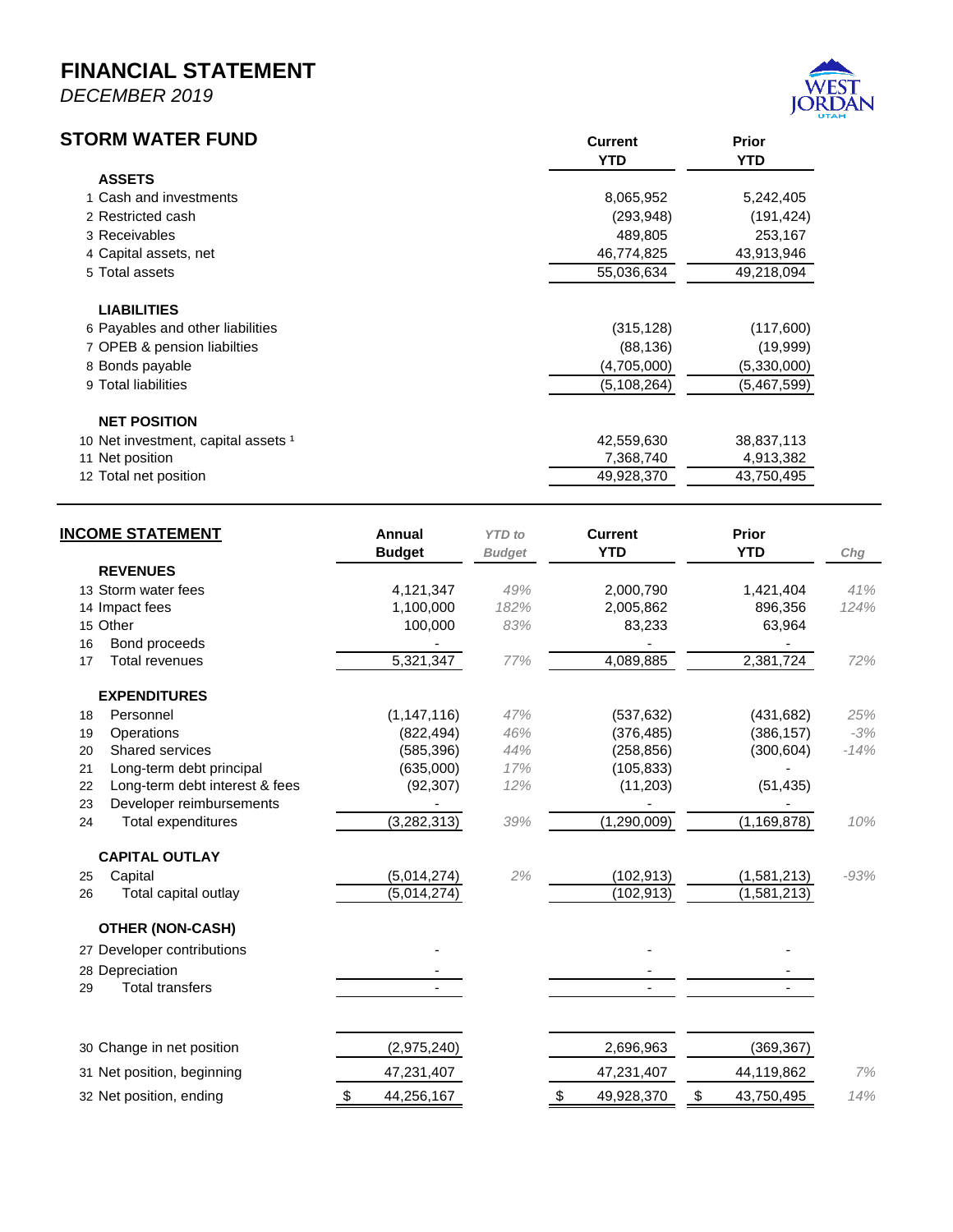# FINANCIAL STATEMENT

*DECEMBER 2019*

## STORM WATER FUND

| | | Current YTD | Prior YTD |
|---|---|---|---|
| | **ASSETS** | | |
| 1 | Cash and investments | 8,065,952 | 5,242,405 |
| 2 | Restricted cash | (293,948) | (191,424) |
| 3 | Receivables | 489,805 | 253,167 |
| 4 | Capital assets, net | 46,774,825 | 43,913,946 |
| 5 | Total assets | 55,036,634 | 49,218,094 |
| | **LIABILITIES** | | |
| 6 | Payables and other liabilities | (315,128) | (117,600) |
| 7 | OPEB & pension liabilties | (88,136) | (19,999) |
| 8 | Bonds payable | (4,705,000) | (5,330,000) |
| 9 | Total liabilities | (5,108,264) | (5,467,599) |
| | **NET POSITION** | | |
| 10 | Net investment, capital assets [1] | 42,559,630 | 38,837,113 |
| 11 | Net position | 7,368,740 | 4,913,382 |
| 12 | Total net position | 49,928,370 | 43,750,495 |

## INCOME STATEMENT

| | | Annual Budget | *YTD to Budget* | Current YTD | Prior YTD | *Chg* |
|---|---|---|---|---|---|---|
| | **REVENUES** | | | | | |
| 13 | Storm water fees | 4,121,347 | *49%* | 2,000,790 | 1,421,404 | *41%* |
| 14 | Impact fees | 1,100,000 | *182%* | 2,005,862 | 896,356 | *124%* |
| 15 | Other | 100,000 | *83%* | 83,233 | 63,964 | |
| 16 | Bond proceeds | - | | - | - | |
| 17 | Total revenues | 5,321,347 | *77%* | 4,089,885 | 2,381,724 | *72%* |
| | **EXPENDITURES** | | | | | |
| 18 | Personnel | (1,147,116) | *47%* | (537,632) | (431,682) | *25%* |
| 19 | Operations | (822,494) | *46%* | (376,485) | (386,157) | *-3%* |
| 20 | Shared services | (585,396) | *44%* | (258,856) | (300,604) | *-14%* |
| 21 | Long-term debt principal | (635,000) | *17%* | (105,833) | - | |
| 22 | Long-term debt interest & fees | (92,307) | *12%* | (11,203) | (51,435) | |
| 23 | Developer reimbursements | - | | - | - | |
| 24 | Total expenditures | (3,282,313) | *39%* | (1,290,009) | (1,169,878) | *10%* |
| | **CAPITAL OUTLAY** | | | | | |
| 25 | Capital | (5,014,274) | *2%* | (102,913) | (1,581,213) | *-93%* |
| 26 | Total capital outlay | (5,014,274) | | (102,913) | (1,581,213) | |
| | **OTHER (NON-CASH)** | | | | | |
| 27 | Developer contributions | - | | - | - | |
| 28 | Depreciation | - | | - | - | |
| 29 | Total transfers | - | | - | - | |
| 30 | Change in net position | (2,975,240) | | 2,696,963 | (369,367) | |
| 31 | Net position, beginning | 47,231,407 | | 47,231,407 | 44,119,862 | *7%* |
| 32 | Net position, ending | $ 44,256,167 | | $ 49,928,370 | $ 43,750,495 | *14%* |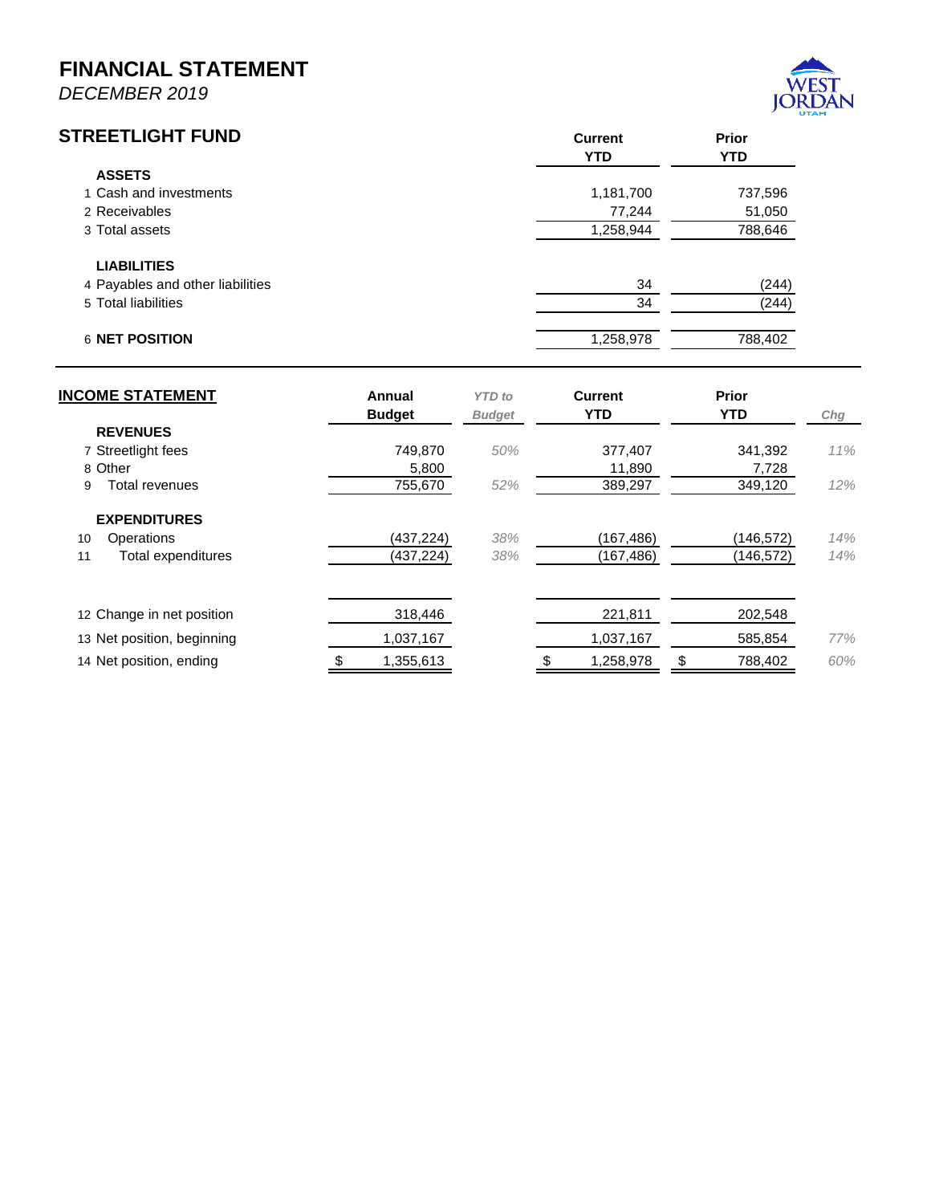# FINANCIAL STATEMENT

*DECEMBER 2019*

## STREETLIGHT FUND

| | | Current YTD | Prior YTD |
|---|---|---|---|
| | **ASSETS** | | |
| 1 | Cash and investments | 1,181,700 | 737,596 |
| 2 | Receivables | 77,244 | 51,050 |
| 3 | Total assets | 1,258,944 | 788,646 |
| | **LIABILITIES** | | |
| 4 | Payables and other liabilities | 34 | (244) |
| 5 | Total liabilities | 34 | (244) |
| 6 | **NET POSITION** | 1,258,978 | 788,402 |

## INCOME STATEMENT

| | | Annual Budget | *YTD to Budget* | Current YTD | Prior YTD | *Chg* |
|---|---|---|---|---|---|---|
| | **REVENUES** | | | | | |
| 7 | Streetlight fees | 749,870 | *50%* | 377,407 | 341,392 | *11%* |
| 8 | Other | 5,800 | | 11,890 | 7,728 | |
| 9 | Total revenues | 755,670 | *52%* | 389,297 | 349,120 | *12%* |
| | **EXPENDITURES** | | | | | |
| 10 | Operations | (437,224) | *38%* | (167,486) | (146,572) | *14%* |
| 11 | Total expenditures | (437,224) | *38%* | (167,486) | (146,572) | *14%* |
| 12 | Change in net position | 318,446 | | 221,811 | 202,548 | |
| 13 | Net position, beginning | 1,037,167 | | 1,037,167 | 585,854 | *77%* |
| 14 | Net position, ending | $ 1,355,613 | | $ 1,258,978 | $ 788,402 | *60%* |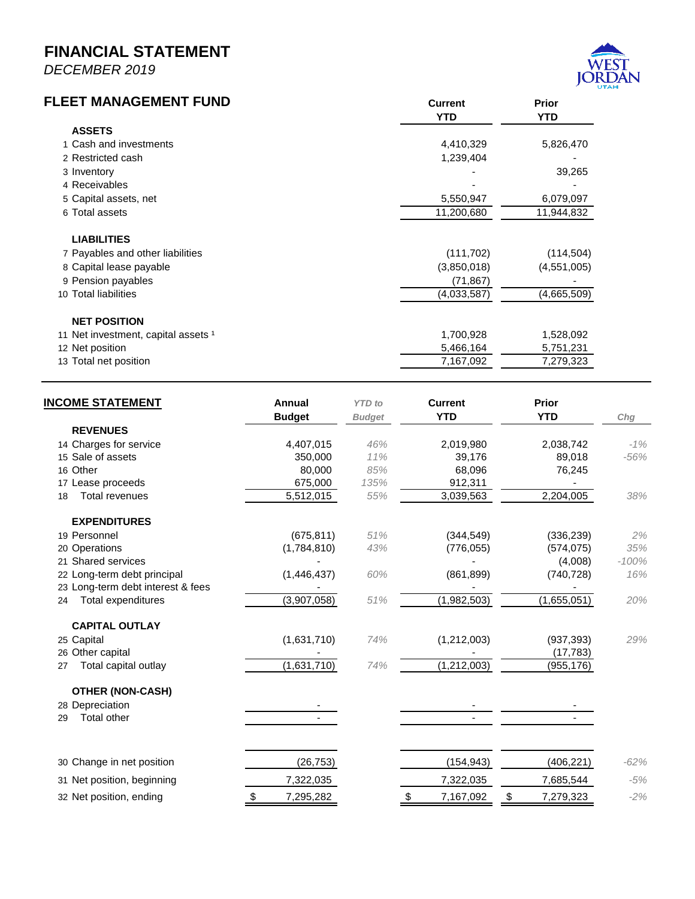# FINANCIAL STATEMENT

*DECEMBER 2019*

## FLEET MANAGEMENT FUND

| | Current YTD | Prior YTD |
|---|---|---|
| **ASSETS** | | |
| 1 Cash and investments | 4,410,329 | 5,826,470 |
| 2 Restricted cash | 1,239,404 | - |
| 3 Inventory | - | 39,265 |
| 4 Receivables | - | - |
| 5 Capital assets, net | 5,550,947 | 6,079,097 |
| 6 Total assets | 11,200,680 | 11,944,832 |
| **LIABILITIES** | | |
| 7 Payables and other liabilities | (111,702) | (114,504) |
| 8 Capital lease payable | (3,850,018) | (4,551,005) |
| 9 Pension payables | (71,867) | - |
| 10 Total liabilities | (4,033,587) | (4,665,509) |
| **NET POSITION** | | |
| 11 Net investment, capital assets [1] | 1,700,928 | 1,528,092 |
| 12 Net position | 5,466,164 | 5,751,231 |
| 13 Total net position | 7,167,092 | 7,279,323 |

## INCOME STATEMENT

| | Annual Budget | *YTD to Budget* | Current YTD | Prior YTD | *Chg* |
|---|---|---|---|---|---|
| **REVENUES** | | | | | |
| 14 Charges for service | 4,407,015 | *46%* | 2,019,980 | 2,038,742 | *-1%* |
| 15 Sale of assets | 350,000 | *11%* | 39,176 | 89,018 | *-56%* |
| 16 Other | 80,000 | *85%* | 68,096 | 76,245 | |
| 17 Lease proceeds | 675,000 | *135%* | 912,311 | - | |
| 18 Total revenues | 5,512,015 | *55%* | 3,039,563 | 2,204,005 | *38%* |
| **EXPENDITURES** | | | | | |
| 19 Personnel | (675,811) | *51%* | (344,549) | (336,239) | *2%* |
| 20 Operations | (1,784,810) | *43%* | (776,055) | (574,075) | *35%* |
| 21 Shared services | - | | - | (4,008) | *-100%* |
| 22 Long-term debt principal | (1,446,437) | *60%* | (861,899) | (740,728) | *16%* |
| 23 Long-term debt interest & fees | - | | - | - | |
| 24 Total expenditures | (3,907,058) | *51%* | (1,982,503) | (1,655,051) | *20%* |
| **CAPITAL OUTLAY** | | | | | |
| 25 Capital | (1,631,710) | *74%* | (1,212,003) | (937,393) | *29%* |
| 26 Other capital | - | | - | (17,783) | |
| 27 Total capital outlay | (1,631,710) | *74%* | (1,212,003) | (955,176) | |
| **OTHER (NON-CASH)** | | | | | |
| 28 Depreciation | - | | - | - | |
| 29 Total other | - | | - | - | |
| 30 Change in net position | (26,753) | | (154,943) | (406,221) | *-62%* |
| 31 Net position, beginning | 7,322,035 | | 7,322,035 | 7,685,544 | *-5%* |
| 32 Net position, ending | $ 7,295,282 | | $ 7,167,092 | $ 7,279,323 | *-2%* |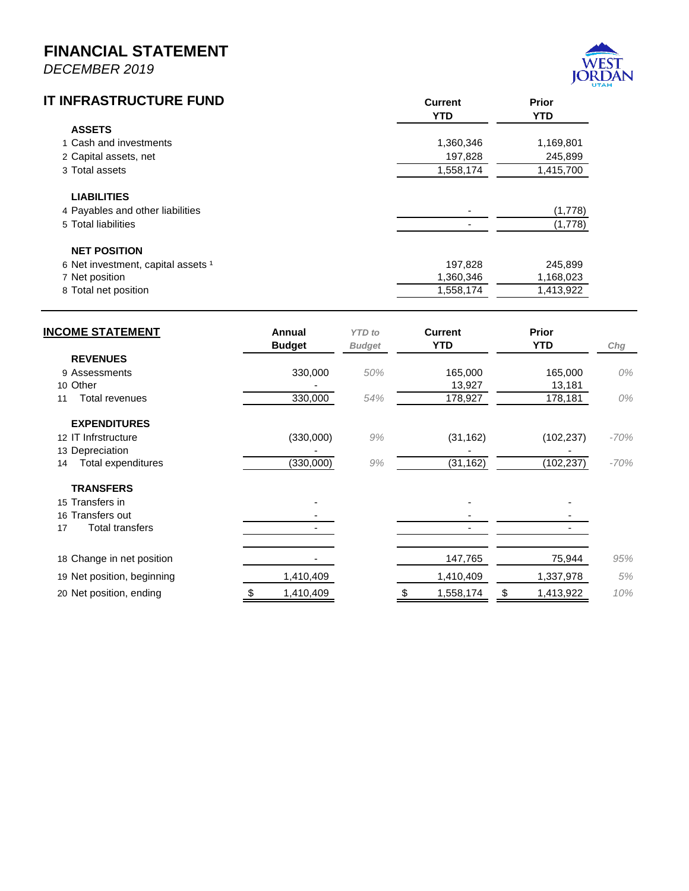# FINANCIAL STATEMENT

*DECEMBER 2019*

## IT INFRASTRUCTURE FUND

| | | Current YTD | Prior YTD |
|---|---|---|---|
| | **ASSETS** | | |
| 1 | Cash and investments | 1,360,346 | 1,169,801 |
| 2 | Capital assets, net | 197,828 | 245,899 |
| 3 | Total assets | 1,558,174 | 1,415,700 |
| | **LIABILITIES** | | |
| 4 | Payables and other liabilities | - | (1,778) |
| 5 | Total liabilities | - | (1,778) |
| | **NET POSITION** | | |
| 6 | Net investment, capital assets [1] | 197,828 | 245,899 |
| 7 | Net position | 1,360,346 | 1,168,023 |
| 8 | Total net position | 1,558,174 | 1,413,922 |

## INCOME STATEMENT

| | | Annual Budget | *YTD to Budget* | Current YTD | Prior YTD | *Chg* |
|---|---|---|---|---|---|---|
| | **REVENUES** | | | | | |
| 9 | Assessments | 330,000 | *50%* | 165,000 | 165,000 | *0%* |
| 10 | Other | - | | 13,927 | 13,181 | |
| 11 | Total revenues | 330,000 | *54%* | 178,927 | 178,181 | *0%* |
| | **EXPENDITURES** | | | | | |
| 12 | IT Infrstructure | (330,000) | *9%* | (31,162) | (102,237) | *-70%* |
| 13 | Depreciation | - | | - | - | |
| 14 | Total expenditures | (330,000) | *9%* | (31,162) | (102,237) | *-70%* |
| | **TRANSFERS** | | | | | |
| 15 | Transfers in | - | | - | - | |
| 16 | Transfers out | - | | - | - | |
| 17 | Total transfers | - | | - | - | |
| 18 | Change in net position | - | | 147,765 | 75,944 | *95%* |
| 19 | Net position, beginning | 1,410,409 | | 1,410,409 | 1,337,978 | *5%* |
| 20 | Net position, ending | $ 1,410,409 | | $ 1,558,174 | $ 1,413,922 | *10%* |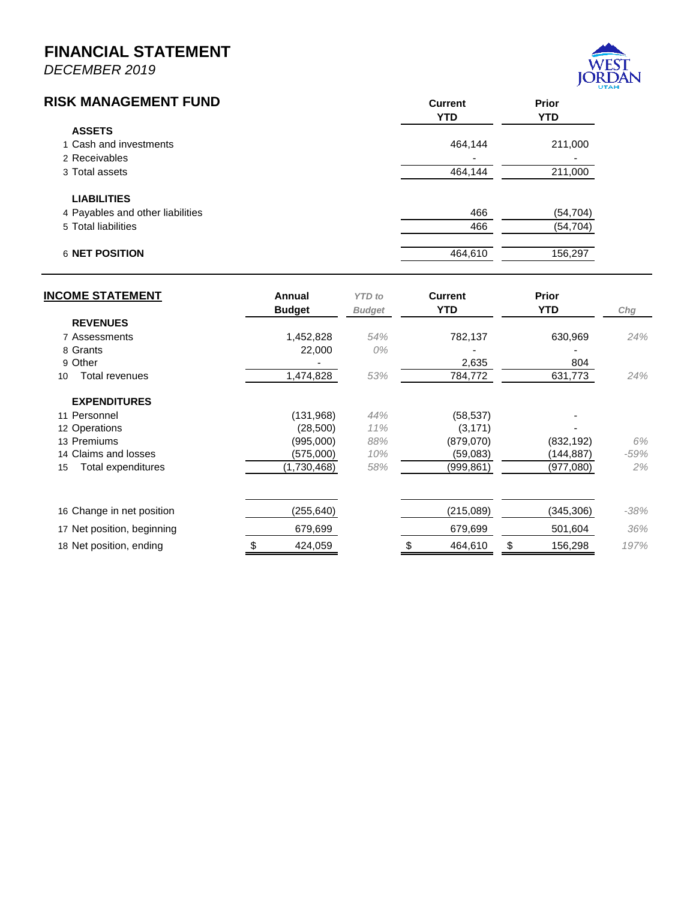# FINANCIAL STATEMENT

*DECEMBER 2019*

## RISK MANAGEMENT FUND

| | | Current YTD | Prior YTD |
|---|---|---|---|
| | **ASSETS** | | |
| 1 | Cash and investments | 464,144 | 211,000 |
| 2 | Receivables | - | - |
| 3 | Total assets | 464,144 | 211,000 |
| | **LIABILITIES** | | |
| 4 | Payables and other liabilities | 466 | (54,704) |
| 5 | Total liabilities | 466 | (54,704) |
| 6 | **NET POSITION** | 464,610 | 156,297 |

| | **INCOME STATEMENT** | Annual Budget | *YTD to Budget* | Current YTD | Prior YTD | *Chg* |
|---|---|---|---|---|---|---|
| | **REVENUES** | | | | | |
| 7 | Assessments | 1,452,828 | *54%* | 782,137 | 630,969 | *24%* |
| 8 | Grants | 22,000 | *0%* | - | - | |
| 9 | Other | - | | 2,635 | 804 | |
| 10 | Total revenues | 1,474,828 | *53%* | 784,772 | 631,773 | *24%* |
| | **EXPENDITURES** | | | | | |
| 11 | Personnel | (131,968) | *44%* | (58,537) | - | |
| 12 | Operations | (28,500) | *11%* | (3,171) | - | |
| 13 | Premiums | (995,000) | *88%* | (879,070) | (832,192) | *6%* |
| 14 | Claims and losses | (575,000) | *10%* | (59,083) | (144,887) | *-59%* |
| 15 | Total expenditures | (1,730,468) | *58%* | (999,861) | (977,080) | *2%* |
| 16 | Change in net position | (255,640) | | (215,089) | (345,306) | *-38%* |
| 17 | Net position, beginning | 679,699 | | 679,699 | 501,604 | *36%* |
| 18 | Net position, ending | $ 424,059 | | $ 464,610 | $ 156,298 | *197%* |